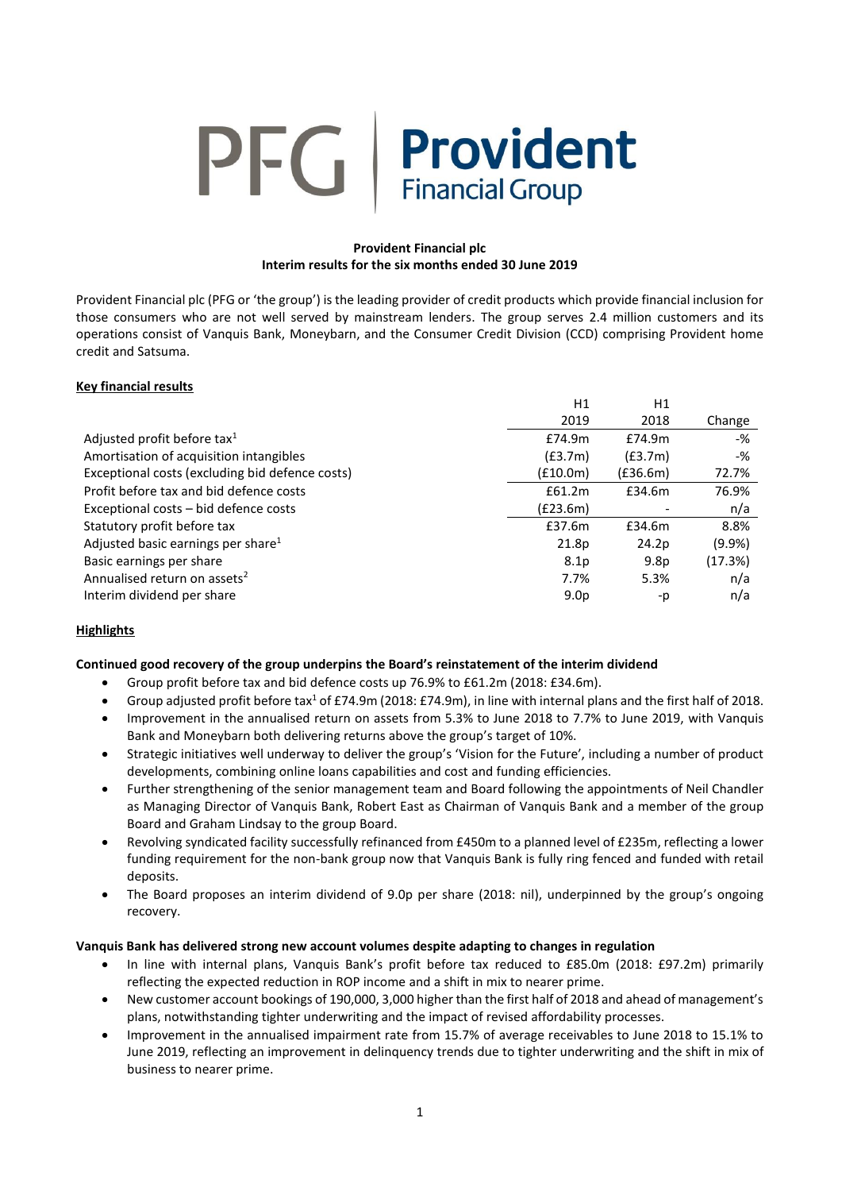PFG | **Provident** Financial Group

**Provident Financial plc**
**Interim results for the six months ended 30 June 2019**

Provident Financial plc (PFG or 'the group') is the leading provider of credit products which provide financial inclusion for those consumers who are not well served by mainstream lenders. The group serves 2.4 million customers and its operations consist of Vanquis Bank, Moneybarn, and the Consumer Credit Division (CCD) comprising Provident home credit and Satsuma.

**Key financial results**

| | H1 2019 | H1 2018 | Change |
|---|---|---|---|
| Adjusted profit before tax[1] | £74.9m | £74.9m | -% |
| Amortisation of acquisition intangibles | (£3.7m) | (£3.7m) | -% |
| Exceptional costs (excluding bid defence costs) | (£10.0m) | (£36.6m) | 72.7% |
| Profit before tax and bid defence costs | £61.2m | £34.6m | 76.9% |
| Exceptional costs – bid defence costs | (£23.6m) | - | n/a |
| Statutory profit before tax | £37.6m | £34.6m | 8.8% |
| Adjusted basic earnings per share[1] | 21.8p | 24.2p | (9.9%) |
| Basic earnings per share | 8.1p | 9.8p | (17.3%) |
| Annualised return on assets[2] | 7.7% | 5.3% | n/a |
| Interim dividend per share | 9.0p | -p | n/a |

**Highlights**

**Continued good recovery of the group underpins the Board's reinstatement of the interim dividend**

- Group profit before tax and bid defence costs up 76.9% to £61.2m (2018: £34.6m).
- Group adjusted profit before tax[1] of £74.9m (2018: £74.9m), in line with internal plans and the first half of 2018.
- Improvement in the annualised return on assets from 5.3% to June 2018 to 7.7% to June 2019, with Vanquis Bank and Moneybarn both delivering returns above the group's target of 10%.
- Strategic initiatives well underway to deliver the group's 'Vision for the Future', including a number of product developments, combining online loans capabilities and cost and funding efficiencies.
- Further strengthening of the senior management team and Board following the appointments of Neil Chandler as Managing Director of Vanquis Bank, Robert East as Chairman of Vanquis Bank and a member of the group Board and Graham Lindsay to the group Board.
- Revolving syndicated facility successfully refinanced from £450m to a planned level of £235m, reflecting a lower funding requirement for the non-bank group now that Vanquis Bank is fully ring fenced and funded with retail deposits.
- The Board proposes an interim dividend of 9.0p per share (2018: nil), underpinned by the group's ongoing recovery.

**Vanquis Bank has delivered strong new account volumes despite adapting to changes in regulation**

- In line with internal plans, Vanquis Bank's profit before tax reduced to £85.0m (2018: £97.2m) primarily reflecting the expected reduction in ROP income and a shift in mix to nearer prime.
- New customer account bookings of 190,000, 3,000 higher than the first half of 2018 and ahead of management's plans, notwithstanding tighter underwriting and the impact of revised affordability processes.
- Improvement in the annualised impairment rate from 15.7% of average receivables to June 2018 to 15.1% to June 2019, reflecting an improvement in delinquency trends due to tighter underwriting and the shift in mix of business to nearer prime.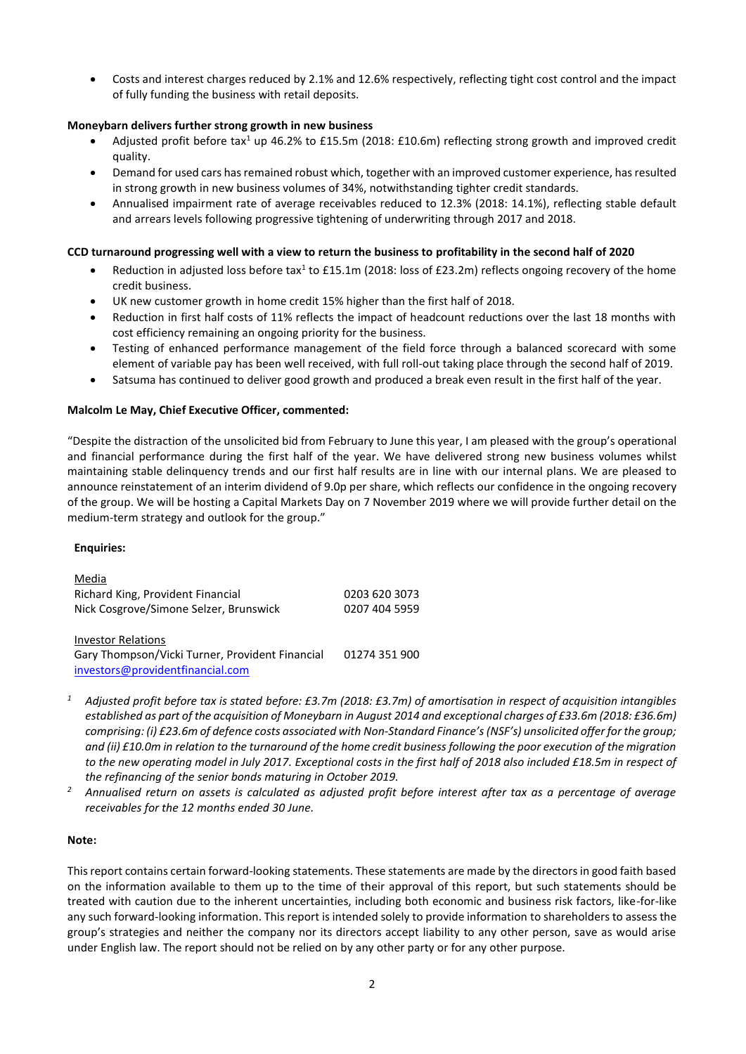- Costs and interest charges reduced by 2.1% and 12.6% respectively, reflecting tight cost control and the impact of fully funding the business with retail deposits.

**Moneybarn delivers further strong growth in new business**

- Adjusted profit before tax[1] up 46.2% to £15.5m (2018: £10.6m) reflecting strong growth and improved credit quality.
- Demand for used cars has remained robust which, together with an improved customer experience, has resulted in strong growth in new business volumes of 34%, notwithstanding tighter credit standards.
- Annualised impairment rate of average receivables reduced to 12.3% (2018: 14.1%), reflecting stable default and arrears levels following progressive tightening of underwriting through 2017 and 2018.

**CCD turnaround progressing well with a view to return the business to profitability in the second half of 2020**

- Reduction in adjusted loss before tax[1] to £15.1m (2018: loss of £23.2m) reflects ongoing recovery of the home credit business.
- UK new customer growth in home credit 15% higher than the first half of 2018.
- Reduction in first half costs of 11% reflects the impact of headcount reductions over the last 18 months with cost efficiency remaining an ongoing priority for the business.
- Testing of enhanced performance management of the field force through a balanced scorecard with some element of variable pay has been well received, with full roll-out taking place through the second half of 2019.
- Satsuma has continued to deliver good growth and produced a break even result in the first half of the year.

**Malcolm Le May, Chief Executive Officer, commented:**

"Despite the distraction of the unsolicited bid from February to June this year, I am pleased with the group's operational and financial performance during the first half of the year. We have delivered strong new business volumes whilst maintaining stable delinquency trends and our first half results are in line with our internal plans. We are pleased to announce reinstatement of an interim dividend of 9.0p per share, which reflects our confidence in the ongoing recovery of the group. We will be hosting a Capital Markets Day on 7 November 2019 where we will provide further detail on the medium-term strategy and outlook for the group."

**Enquiries:**

Media

| | |
|---|---|
| Richard King, Provident Financial | 0203 620 3073 |
| Nick Cosgrove/Simone Selzer, Brunswick | 0207 404 5959 |

Investor Relations

| | |
|---|---|
| Gary Thompson/Vicki Turner, Provident Financial | 01274 351 900 |
| investors@providentfinancial.com | |

[1] *Adjusted profit before tax is stated before: £3.7m (2018: £3.7m) of amortisation in respect of acquisition intangibles established as part of the acquisition of Moneybarn in August 2014 and exceptional charges of £33.6m (2018: £36.6m) comprising: (i) £23.6m of defence costs associated with Non-Standard Finance's (NSF's) unsolicited offer for the group; and (ii) £10.0m in relation to the turnaround of the home credit business following the poor execution of the migration to the new operating model in July 2017. Exceptional costs in the first half of 2018 also included £18.5m in respect of the refinancing of the senior bonds maturing in October 2019.*

[2] *Annualised return on assets is calculated as adjusted profit before interest after tax as a percentage of average receivables for the 12 months ended 30 June.*

**Note:**

This report contains certain forward-looking statements. These statements are made by the directors in good faith based on the information available to them up to the time of their approval of this report, but such statements should be treated with caution due to the inherent uncertainties, including both economic and business risk factors, like-for-like any such forward-looking information. This report is intended solely to provide information to shareholders to assess the group's strategies and neither the company nor its directors accept liability to any other person, save as would arise under English law. The report should not be relied on by any other party or for any other purpose.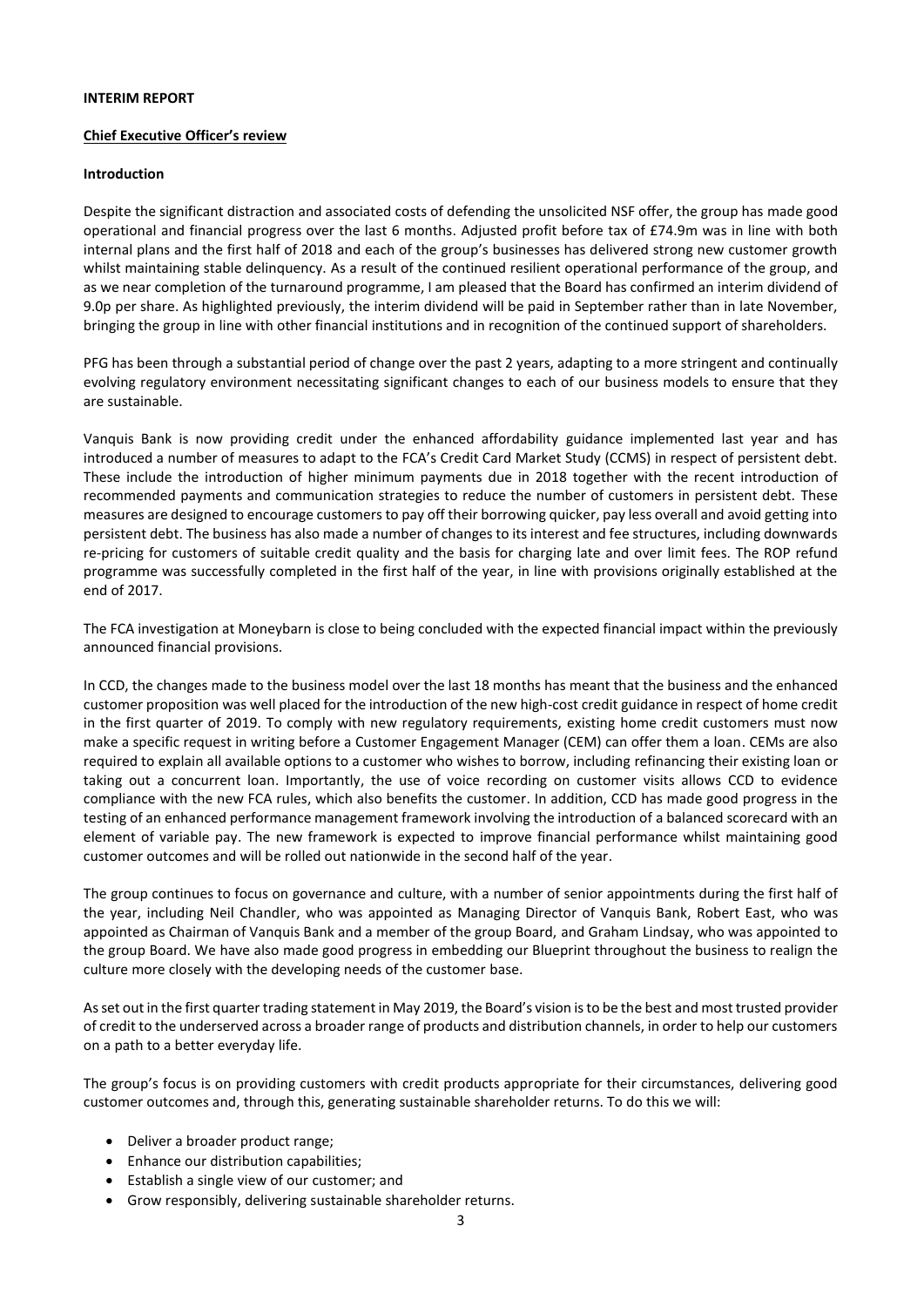**INTERIM REPORT**

**Chief Executive Officer's review**

**Introduction**

Despite the significant distraction and associated costs of defending the unsolicited NSF offer, the group has made good operational and financial progress over the last 6 months. Adjusted profit before tax of £74.9m was in line with both internal plans and the first half of 2018 and each of the group's businesses has delivered strong new customer growth whilst maintaining stable delinquency. As a result of the continued resilient operational performance of the group, and as we near completion of the turnaround programme, I am pleased that the Board has confirmed an interim dividend of 9.0p per share. As highlighted previously, the interim dividend will be paid in September rather than in late November, bringing the group in line with other financial institutions and in recognition of the continued support of shareholders.

PFG has been through a substantial period of change over the past 2 years, adapting to a more stringent and continually evolving regulatory environment necessitating significant changes to each of our business models to ensure that they are sustainable.

Vanquis Bank is now providing credit under the enhanced affordability guidance implemented last year and has introduced a number of measures to adapt to the FCA's Credit Card Market Study (CCMS) in respect of persistent debt. These include the introduction of higher minimum payments due in 2018 together with the recent introduction of recommended payments and communication strategies to reduce the number of customers in persistent debt. These measures are designed to encourage customers to pay off their borrowing quicker, pay less overall and avoid getting into persistent debt. The business has also made a number of changes to its interest and fee structures, including downwards re-pricing for customers of suitable credit quality and the basis for charging late and over limit fees. The ROP refund programme was successfully completed in the first half of the year, in line with provisions originally established at the end of 2017.

The FCA investigation at Moneybarn is close to being concluded with the expected financial impact within the previously announced financial provisions.

In CCD, the changes made to the business model over the last 18 months has meant that the business and the enhanced customer proposition was well placed for the introduction of the new high-cost credit guidance in respect of home credit in the first quarter of 2019. To comply with new regulatory requirements, existing home credit customers must now make a specific request in writing before a Customer Engagement Manager (CEM) can offer them a loan. CEMs are also required to explain all available options to a customer who wishes to borrow, including refinancing their existing loan or taking out a concurrent loan. Importantly, the use of voice recording on customer visits allows CCD to evidence compliance with the new FCA rules, which also benefits the customer. In addition, CCD has made good progress in the testing of an enhanced performance management framework involving the introduction of a balanced scorecard with an element of variable pay. The new framework is expected to improve financial performance whilst maintaining good customer outcomes and will be rolled out nationwide in the second half of the year.

The group continues to focus on governance and culture, with a number of senior appointments during the first half of the year, including Neil Chandler, who was appointed as Managing Director of Vanquis Bank, Robert East, who was appointed as Chairman of Vanquis Bank and a member of the group Board, and Graham Lindsay, who was appointed to the group Board. We have also made good progress in embedding our Blueprint throughout the business to realign the culture more closely with the developing needs of the customer base.

As set out in the first quarter trading statement in May 2019, the Board's vision is to be the best and most trusted provider of credit to the underserved across a broader range of products and distribution channels, in order to help our customers on a path to a better everyday life.

The group's focus is on providing customers with credit products appropriate for their circumstances, delivering good customer outcomes and, through this, generating sustainable shareholder returns. To do this we will:

- Deliver a broader product range;
- Enhance our distribution capabilities;
- Establish a single view of our customer; and
- Grow responsibly, delivering sustainable shareholder returns.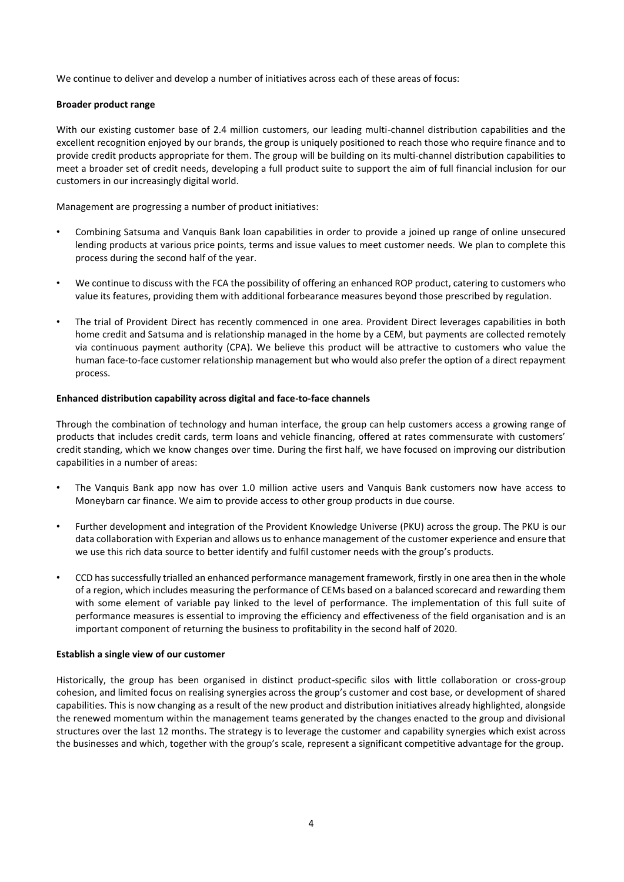We continue to deliver and develop a number of initiatives across each of these areas of focus:

**Broader product range**

With our existing customer base of 2.4 million customers, our leading multi-channel distribution capabilities and the excellent recognition enjoyed by our brands, the group is uniquely positioned to reach those who require finance and to provide credit products appropriate for them. The group will be building on its multi-channel distribution capabilities to meet a broader set of credit needs, developing a full product suite to support the aim of full financial inclusion for our customers in our increasingly digital world.

Management are progressing a number of product initiatives:

- Combining Satsuma and Vanquis Bank loan capabilities in order to provide a joined up range of online unsecured lending products at various price points, terms and issue values to meet customer needs. We plan to complete this process during the second half of the year.
- We continue to discuss with the FCA the possibility of offering an enhanced ROP product, catering to customers who value its features, providing them with additional forbearance measures beyond those prescribed by regulation.
- The trial of Provident Direct has recently commenced in one area. Provident Direct leverages capabilities in both home credit and Satsuma and is relationship managed in the home by a CEM, but payments are collected remotely via continuous payment authority (CPA). We believe this product will be attractive to customers who value the human face-to-face customer relationship management but who would also prefer the option of a direct repayment process.

**Enhanced distribution capability across digital and face-to-face channels**

Through the combination of technology and human interface, the group can help customers access a growing range of products that includes credit cards, term loans and vehicle financing, offered at rates commensurate with customers' credit standing, which we know changes over time. During the first half, we have focused on improving our distribution capabilities in a number of areas:

- The Vanquis Bank app now has over 1.0 million active users and Vanquis Bank customers now have access to Moneybarn car finance. We aim to provide access to other group products in due course.
- Further development and integration of the Provident Knowledge Universe (PKU) across the group. The PKU is our data collaboration with Experian and allows us to enhance management of the customer experience and ensure that we use this rich data source to better identify and fulfil customer needs with the group's products.
- CCD has successfully trialled an enhanced performance management framework, firstly in one area then in the whole of a region, which includes measuring the performance of CEMs based on a balanced scorecard and rewarding them with some element of variable pay linked to the level of performance. The implementation of this full suite of performance measures is essential to improving the efficiency and effectiveness of the field organisation and is an important component of returning the business to profitability in the second half of 2020.

**Establish a single view of our customer**

Historically, the group has been organised in distinct product-specific silos with little collaboration or cross-group cohesion, and limited focus on realising synergies across the group's customer and cost base, or development of shared capabilities. This is now changing as a result of the new product and distribution initiatives already highlighted, alongside the renewed momentum within the management teams generated by the changes enacted to the group and divisional structures over the last 12 months. The strategy is to leverage the customer and capability synergies which exist across the businesses and which, together with the group's scale, represent a significant competitive advantage for the group.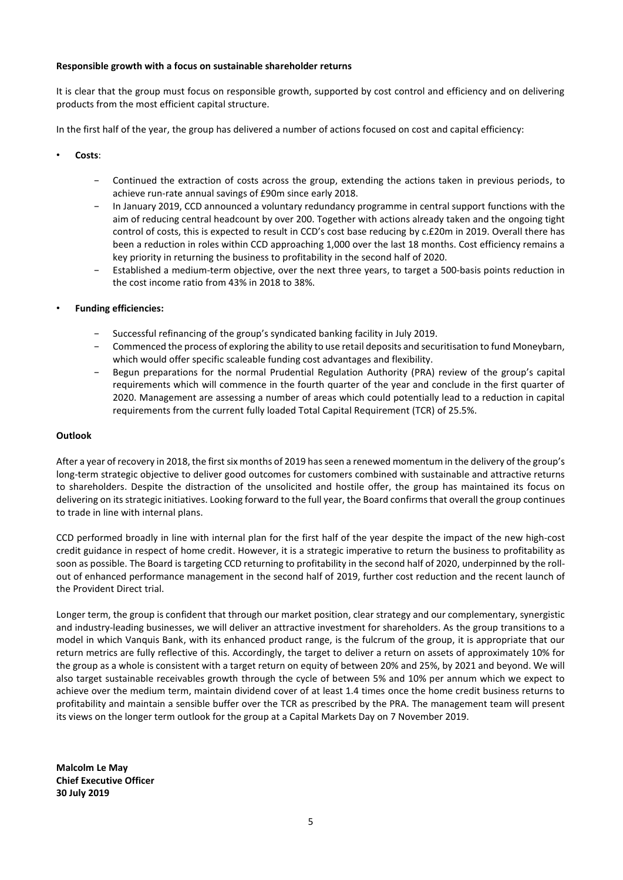**Responsible growth with a focus on sustainable shareholder returns**

It is clear that the group must focus on responsible growth, supported by cost control and efficiency and on delivering products from the most efficient capital structure.

In the first half of the year, the group has delivered a number of actions focused on cost and capital efficiency:

- **Costs**:
  - Continued the extraction of costs across the group, extending the actions taken in previous periods, to achieve run-rate annual savings of £90m since early 2018.
  - In January 2019, CCD announced a voluntary redundancy programme in central support functions with the aim of reducing central headcount by over 200. Together with actions already taken and the ongoing tight control of costs, this is expected to result in CCD's cost base reducing by c.£20m in 2019. Overall there has been a reduction in roles within CCD approaching 1,000 over the last 18 months. Cost efficiency remains a key priority in returning the business to profitability in the second half of 2020.
  - Established a medium-term objective, over the next three years, to target a 500-basis points reduction in the cost income ratio from 43% in 2018 to 38%.
- **Funding efficiencies:**
  - Successful refinancing of the group's syndicated banking facility in July 2019.
  - Commenced the process of exploring the ability to use retail deposits and securitisation to fund Moneybarn, which would offer specific scaleable funding cost advantages and flexibility.
  - Begun preparations for the normal Prudential Regulation Authority (PRA) review of the group's capital requirements which will commence in the fourth quarter of the year and conclude in the first quarter of 2020. Management are assessing a number of areas which could potentially lead to a reduction in capital requirements from the current fully loaded Total Capital Requirement (TCR) of 25.5%.

**Outlook**

After a year of recovery in 2018, the first six months of 2019 has seen a renewed momentum in the delivery of the group's long-term strategic objective to deliver good outcomes for customers combined with sustainable and attractive returns to shareholders. Despite the distraction of the unsolicited and hostile offer, the group has maintained its focus on delivering on its strategic initiatives. Looking forward to the full year, the Board confirms that overall the group continues to trade in line with internal plans.

CCD performed broadly in line with internal plan for the first half of the year despite the impact of the new high-cost credit guidance in respect of home credit. However, it is a strategic imperative to return the business to profitability as soon as possible. The Board is targeting CCD returning to profitability in the second half of 2020, underpinned by the roll-out of enhanced performance management in the second half of 2019, further cost reduction and the recent launch of the Provident Direct trial.

Longer term, the group is confident that through our market position, clear strategy and our complementary, synergistic and industry-leading businesses, we will deliver an attractive investment for shareholders. As the group transitions to a model in which Vanquis Bank, with its enhanced product range, is the fulcrum of the group, it is appropriate that our return metrics are fully reflective of this. Accordingly, the target to deliver a return on assets of approximately 10% for the group as a whole is consistent with a target return on equity of between 20% and 25%, by 2021 and beyond. We will also target sustainable receivables growth through the cycle of between 5% and 10% per annum which we expect to achieve over the medium term, maintain dividend cover of at least 1.4 times once the home credit business returns to profitability and maintain a sensible buffer over the TCR as prescribed by the PRA. The management team will present its views on the longer term outlook for the group at a Capital Markets Day on 7 November 2019.

**Malcolm Le May**
**Chief Executive Officer**
**30 July 2019**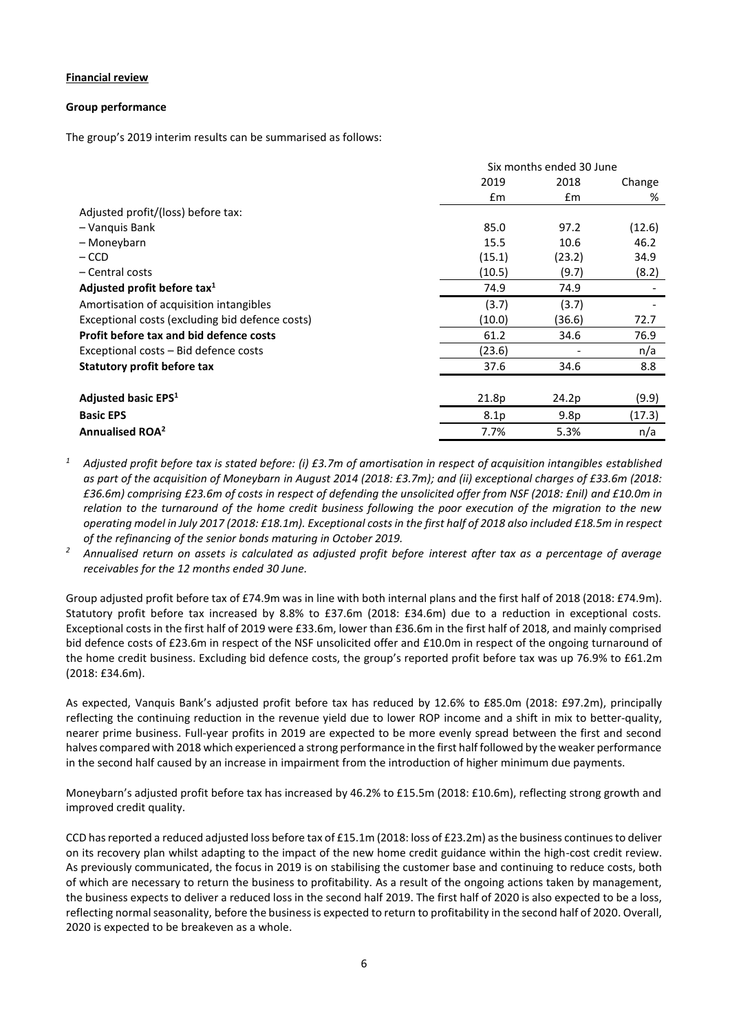**Financial review**

**Group performance**

The group's 2019 interim results can be summarised as follows:

| | Six months ended 30 June | | |
|---|---|---|---|
| | 2019 | 2018 | Change |
| | £m | £m | % |
| Adjusted profit/(loss) before tax: | | | |
| – Vanquis Bank | 85.0 | 97.2 | (12.6) |
| – Moneybarn | 15.5 | 10.6 | 46.2 |
| – CCD | (15.1) | (23.2) | 34.9 |
| – Central costs | (10.5) | (9.7) | (8.2) |
| **Adjusted profit before tax[1]** | 74.9 | 74.9 | - |
| Amortisation of acquisition intangibles | (3.7) | (3.7) | - |
| Exceptional costs (excluding bid defence costs) | (10.0) | (36.6) | 72.7 |
| **Profit before tax and bid defence costs** | 61.2 | 34.6 | 76.9 |
| Exceptional costs – Bid defence costs | (23.6) | - | n/a |
| **Statutory profit before tax** | 37.6 | 34.6 | 8.8 |
| **Adjusted basic EPS[1]** | 21.8p | 24.2p | (9.9) |
| **Basic EPS** | 8.1p | 9.8p | (17.3) |
| **Annualised ROA[2]** | 7.7% | 5.3% | n/a |

[1] *Adjusted profit before tax is stated before: (i) £3.7m of amortisation in respect of acquisition intangibles established as part of the acquisition of Moneybarn in August 2014 (2018: £3.7m); and (ii) exceptional charges of £33.6m (2018: £36.6m) comprising £23.6m of costs in respect of defending the unsolicited offer from NSF (2018: £nil) and £10.0m in relation to the turnaround of the home credit business following the poor execution of the migration to the new operating model in July 2017 (2018: £18.1m). Exceptional costs in the first half of 2018 also included £18.5m in respect of the refinancing of the senior bonds maturing in October 2019.*

[2] *Annualised return on assets is calculated as adjusted profit before interest after tax as a percentage of average receivables for the 12 months ended 30 June.*

Group adjusted profit before tax of £74.9m was in line with both internal plans and the first half of 2018 (2018: £74.9m). Statutory profit before tax increased by 8.8% to £37.6m (2018: £34.6m) due to a reduction in exceptional costs. Exceptional costs in the first half of 2019 were £33.6m, lower than £36.6m in the first half of 2018, and mainly comprised bid defence costs of £23.6m in respect of the NSF unsolicited offer and £10.0m in respect of the ongoing turnaround of the home credit business. Excluding bid defence costs, the group's reported profit before tax was up 76.9% to £61.2m (2018: £34.6m).

As expected, Vanquis Bank's adjusted profit before tax has reduced by 12.6% to £85.0m (2018: £97.2m), principally reflecting the continuing reduction in the revenue yield due to lower ROP income and a shift in mix to better-quality, nearer prime business. Full-year profits in 2019 are expected to be more evenly spread between the first and second halves compared with 2018 which experienced a strong performance in the first half followed by the weaker performance in the second half caused by an increase in impairment from the introduction of higher minimum due payments.

Moneybarn's adjusted profit before tax has increased by 46.2% to £15.5m (2018: £10.6m), reflecting strong growth and improved credit quality.

CCD has reported a reduced adjusted loss before tax of £15.1m (2018: loss of £23.2m) as the business continues to deliver on its recovery plan whilst adapting to the impact of the new home credit guidance within the high-cost credit review. As previously communicated, the focus in 2019 is on stabilising the customer base and continuing to reduce costs, both of which are necessary to return the business to profitability. As a result of the ongoing actions taken by management, the business expects to deliver a reduced loss in the second half 2019. The first half of 2020 is also expected to be a loss, reflecting normal seasonality, before the business is expected to return to profitability in the second half of 2020. Overall, 2020 is expected to be breakeven as a whole.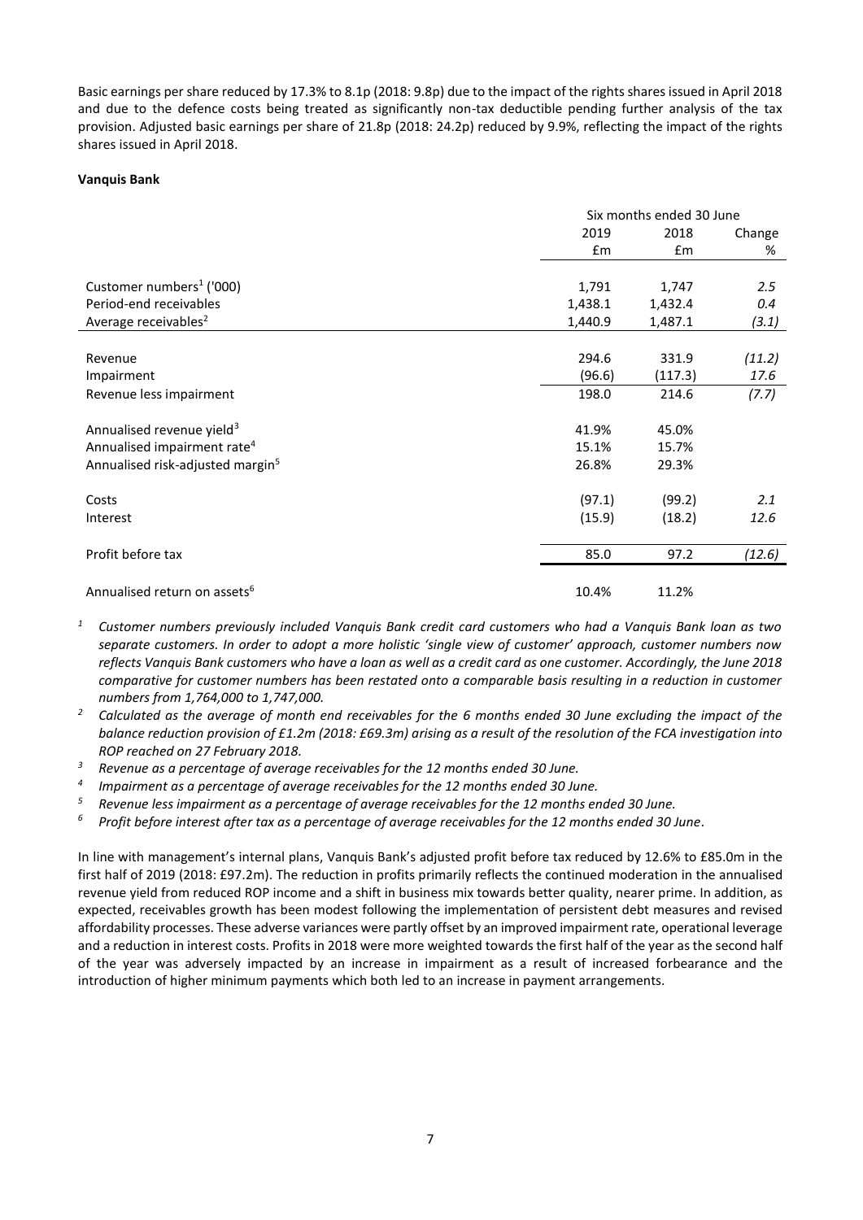Basic earnings per share reduced by 17.3% to 8.1p (2018: 9.8p) due to the impact of the rights shares issued in April 2018 and due to the defence costs being treated as significantly non-tax deductible pending further analysis of the tax provision. Adjusted basic earnings per share of 21.8p (2018: 24.2p) reduced by 9.9%, reflecting the impact of the rights shares issued in April 2018.

**Vanquis Bank**

| | Six months ended 30 June | | |
|---|---|---|---|
| | 2019 | 2018 | Change |
| | £m | £m | % |
| Customer numbers[1] ('000) | 1,791 | 1,747 | *2.5* |
| Period-end receivables | 1,438.1 | 1,432.4 | *0.4* |
| Average receivables[2] | 1,440.9 | 1,487.1 | *(3.1)* |
| Revenue | 294.6 | 331.9 | *(11.2)* |
| Impairment | (96.6) | (117.3) | *17.6* |
| Revenue less impairment | 198.0 | 214.6 | *(7.7)* |
| Annualised revenue yield[3] | 41.9% | 45.0% | |
| Annualised impairment rate[4] | 15.1% | 15.7% | |
| Annualised risk-adjusted margin[5] | 26.8% | 29.3% | |
| Costs | (97.1) | (99.2) | *2.1* |
| Interest | (15.9) | (18.2) | *12.6* |
| Profit before tax | 85.0 | 97.2 | *(12.6)* |
| Annualised return on assets[6] | 10.4% | 11.2% | |

[1] *Customer numbers previously included Vanquis Bank credit card customers who had a Vanquis Bank loan as two separate customers. In order to adopt a more holistic 'single view of customer' approach, customer numbers now reflects Vanquis Bank customers who have a loan as well as a credit card as one customer. Accordingly, the June 2018 comparative for customer numbers has been restated onto a comparable basis resulting in a reduction in customer numbers from 1,764,000 to 1,747,000.*

[2] *Calculated as the average of month end receivables for the 6 months ended 30 June excluding the impact of the balance reduction provision of £1.2m (2018: £69.3m) arising as a result of the resolution of the FCA investigation into ROP reached on 27 February 2018.*

[3] *Revenue as a percentage of average receivables for the 12 months ended 30 June.*

[4] *Impairment as a percentage of average receivables for the 12 months ended 30 June.*

[5] *Revenue less impairment as a percentage of average receivables for the 12 months ended 30 June.*

[6] *Profit before interest after tax as a percentage of average receivables for the 12 months ended 30 June.*

In line with management's internal plans, Vanquis Bank's adjusted profit before tax reduced by 12.6% to £85.0m in the first half of 2019 (2018: £97.2m). The reduction in profits primarily reflects the continued moderation in the annualised revenue yield from reduced ROP income and a shift in business mix towards better quality, nearer prime. In addition, as expected, receivables growth has been modest following the implementation of persistent debt measures and revised affordability processes. These adverse variances were partly offset by an improved impairment rate, operational leverage and a reduction in interest costs. Profits in 2018 were more weighted towards the first half of the year as the second half of the year was adversely impacted by an increase in impairment as a result of increased forbearance and the introduction of higher minimum payments which both led to an increase in payment arrangements.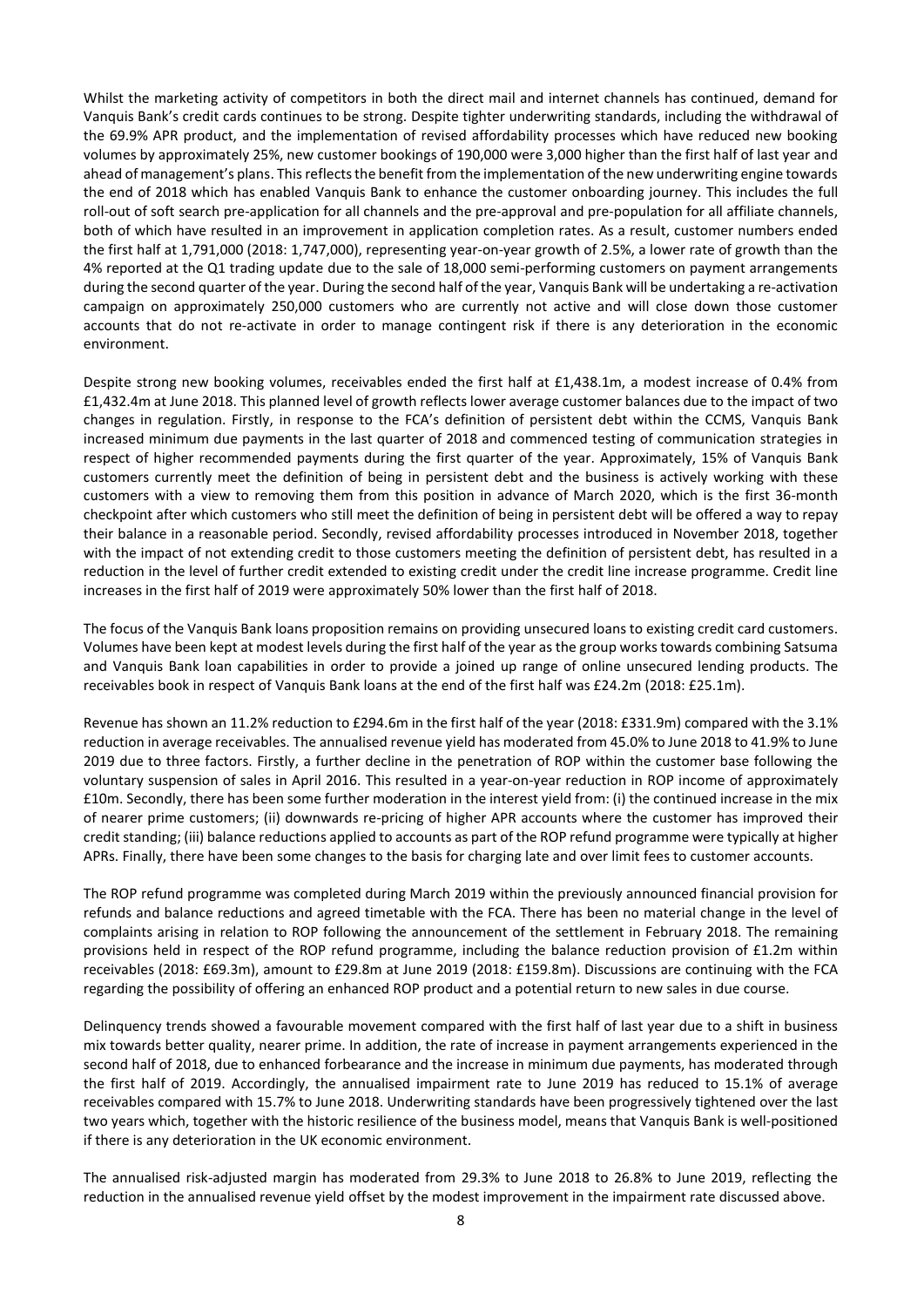Whilst the marketing activity of competitors in both the direct mail and internet channels has continued, demand for Vanquis Bank's credit cards continues to be strong. Despite tighter underwriting standards, including the withdrawal of the 69.9% APR product, and the implementation of revised affordability processes which have reduced new booking volumes by approximately 25%, new customer bookings of 190,000 were 3,000 higher than the first half of last year and ahead of management's plans. This reflects the benefit from the implementation of the new underwriting engine towards the end of 2018 which has enabled Vanquis Bank to enhance the customer onboarding journey. This includes the full roll-out of soft search pre-application for all channels and the pre-approval and pre-population for all affiliate channels, both of which have resulted in an improvement in application completion rates. As a result, customer numbers ended the first half at 1,791,000 (2018: 1,747,000), representing year-on-year growth of 2.5%, a lower rate of growth than the 4% reported at the Q1 trading update due to the sale of 18,000 semi-performing customers on payment arrangements during the second quarter of the year. During the second half of the year, Vanquis Bank will be undertaking a re-activation campaign on approximately 250,000 customers who are currently not active and will close down those customer accounts that do not re-activate in order to manage contingent risk if there is any deterioration in the economic environment.

Despite strong new booking volumes, receivables ended the first half at £1,438.1m, a modest increase of 0.4% from £1,432.4m at June 2018. This planned level of growth reflects lower average customer balances due to the impact of two changes in regulation. Firstly, in response to the FCA's definition of persistent debt within the CCMS, Vanquis Bank increased minimum due payments in the last quarter of 2018 and commenced testing of communication strategies in respect of higher recommended payments during the first quarter of the year. Approximately, 15% of Vanquis Bank customers currently meet the definition of being in persistent debt and the business is actively working with these customers with a view to removing them from this position in advance of March 2020, which is the first 36-month checkpoint after which customers who still meet the definition of being in persistent debt will be offered a way to repay their balance in a reasonable period. Secondly, revised affordability processes introduced in November 2018, together with the impact of not extending credit to those customers meeting the definition of persistent debt, has resulted in a reduction in the level of further credit extended to existing credit under the credit line increase programme. Credit line increases in the first half of 2019 were approximately 50% lower than the first half of 2018.

The focus of the Vanquis Bank loans proposition remains on providing unsecured loans to existing credit card customers. Volumes have been kept at modest levels during the first half of the year as the group works towards combining Satsuma and Vanquis Bank loan capabilities in order to provide a joined up range of online unsecured lending products. The receivables book in respect of Vanquis Bank loans at the end of the first half was £24.2m (2018: £25.1m).

Revenue has shown an 11.2% reduction to £294.6m in the first half of the year (2018: £331.9m) compared with the 3.1% reduction in average receivables. The annualised revenue yield has moderated from 45.0% to June 2018 to 41.9% to June 2019 due to three factors. Firstly, a further decline in the penetration of ROP within the customer base following the voluntary suspension of sales in April 2016. This resulted in a year-on-year reduction in ROP income of approximately £10m. Secondly, there has been some further moderation in the interest yield from: (i) the continued increase in the mix of nearer prime customers; (ii) downwards re-pricing of higher APR accounts where the customer has improved their credit standing; (iii) balance reductions applied to accounts as part of the ROP refund programme were typically at higher APRs. Finally, there have been some changes to the basis for charging late and over limit fees to customer accounts.

The ROP refund programme was completed during March 2019 within the previously announced financial provision for refunds and balance reductions and agreed timetable with the FCA. There has been no material change in the level of complaints arising in relation to ROP following the announcement of the settlement in February 2018. The remaining provisions held in respect of the ROP refund programme, including the balance reduction provision of £1.2m within receivables (2018: £69.3m), amount to £29.8m at June 2019 (2018: £159.8m). Discussions are continuing with the FCA regarding the possibility of offering an enhanced ROP product and a potential return to new sales in due course.

Delinquency trends showed a favourable movement compared with the first half of last year due to a shift in business mix towards better quality, nearer prime. In addition, the rate of increase in payment arrangements experienced in the second half of 2018, due to enhanced forbearance and the increase in minimum due payments, has moderated through the first half of 2019. Accordingly, the annualised impairment rate to June 2019 has reduced to 15.1% of average receivables compared with 15.7% to June 2018. Underwriting standards have been progressively tightened over the last two years which, together with the historic resilience of the business model, means that Vanquis Bank is well-positioned if there is any deterioration in the UK economic environment.

The annualised risk-adjusted margin has moderated from 29.3% to June 2018 to 26.8% to June 2019, reflecting the reduction in the annualised revenue yield offset by the modest improvement in the impairment rate discussed above.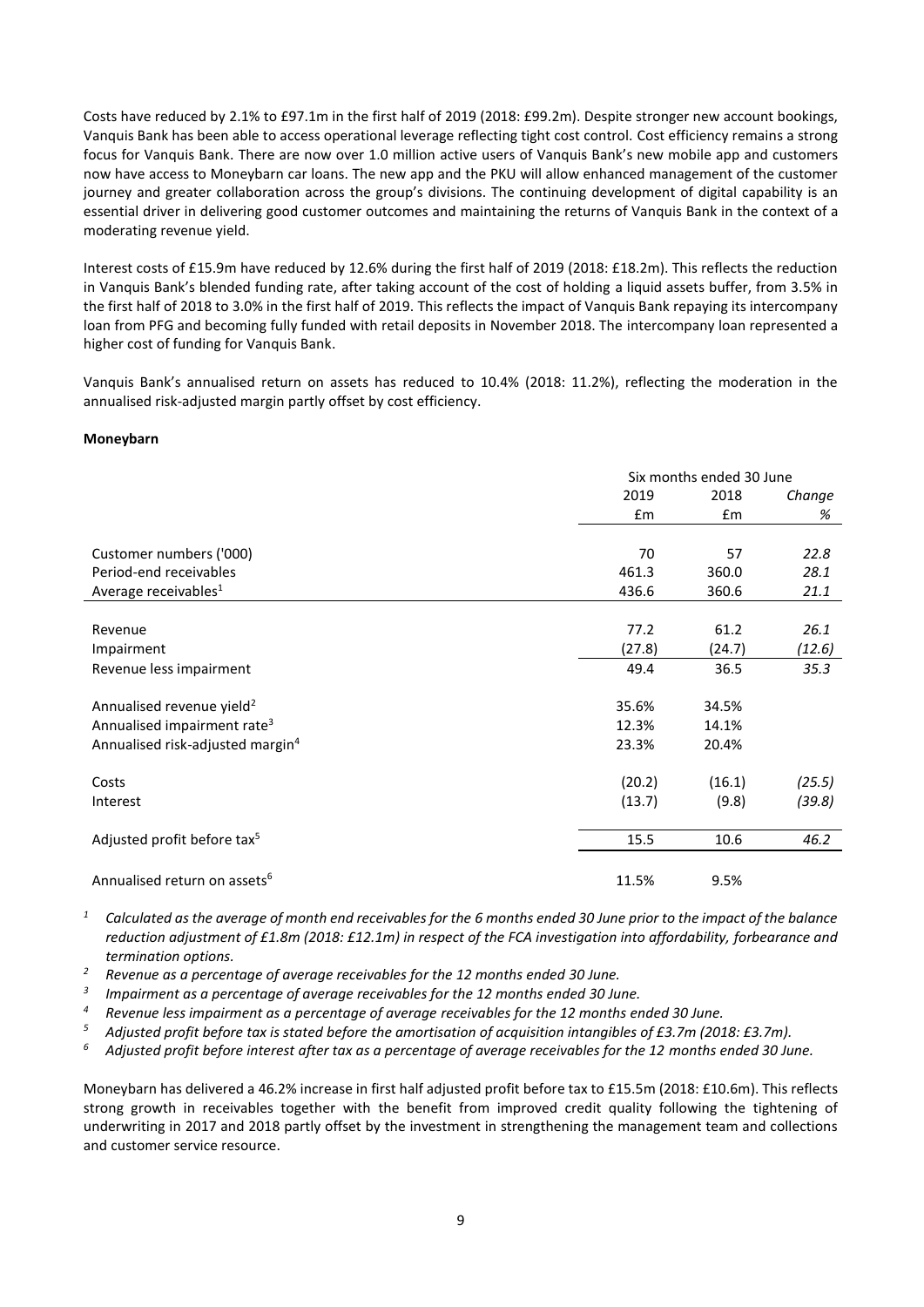Costs have reduced by 2.1% to £97.1m in the first half of 2019 (2018: £99.2m). Despite stronger new account bookings, Vanquis Bank has been able to access operational leverage reflecting tight cost control. Cost efficiency remains a strong focus for Vanquis Bank. There are now over 1.0 million active users of Vanquis Bank's new mobile app and customers now have access to Moneybarn car loans. The new app and the PKU will allow enhanced management of the customer journey and greater collaboration across the group's divisions. The continuing development of digital capability is an essential driver in delivering good customer outcomes and maintaining the returns of Vanquis Bank in the context of a moderating revenue yield.

Interest costs of £15.9m have reduced by 12.6% during the first half of 2019 (2018: £18.2m). This reflects the reduction in Vanquis Bank's blended funding rate, after taking account of the cost of holding a liquid assets buffer, from 3.5% in the first half of 2018 to 3.0% in the first half of 2019. This reflects the impact of Vanquis Bank repaying its intercompany loan from PFG and becoming fully funded with retail deposits in November 2018. The intercompany loan represented a higher cost of funding for Vanquis Bank.

Vanquis Bank's annualised return on assets has reduced to 10.4% (2018: 11.2%), reflecting the moderation in the annualised risk-adjusted margin partly offset by cost efficiency.

**Moneybarn**

| | Six months ended 30 June | | |
|---|---|---|---|
| | 2019 | 2018 | *Change* |
| | £m | £m | *%* |
| Customer numbers ('000) | 70 | 57 | *22.8* |
| Period-end receivables | 461.3 | 360.0 | *28.1* |
| Average receivables[1] | 436.6 | 360.6 | *21.1* |
| Revenue | 77.2 | 61.2 | *26.1* |
| Impairment | (27.8) | (24.7) | *(12.6)* |
| Revenue less impairment | 49.4 | 36.5 | *35.3* |
| Annualised revenue yield[2] | 35.6% | 34.5% | |
| Annualised impairment rate[3] | 12.3% | 14.1% | |
| Annualised risk-adjusted margin[4] | 23.3% | 20.4% | |
| Costs | (20.2) | (16.1) | *(25.5)* |
| Interest | (13.7) | (9.8) | *(39.8)* |
| Adjusted profit before tax[5] | 15.5 | 10.6 | *46.2* |
| Annualised return on assets[6] | 11.5% | 9.5% | |

[1] *Calculated as the average of month end receivables for the 6 months ended 30 June prior to the impact of the balance reduction adjustment of £1.8m (2018: £12.1m) in respect of the FCA investigation into affordability, forbearance and termination options.*

[2] *Revenue as a percentage of average receivables for the 12 months ended 30 June.*

[3] *Impairment as a percentage of average receivables for the 12 months ended 30 June.*

[4] *Revenue less impairment as a percentage of average receivables for the 12 months ended 30 June.*

[5] *Adjusted profit before tax is stated before the amortisation of acquisition intangibles of £3.7m (2018: £3.7m).*

[6] *Adjusted profit before interest after tax as a percentage of average receivables for the 12 months ended 30 June.*

Moneybarn has delivered a 46.2% increase in first half adjusted profit before tax to £15.5m (2018: £10.6m). This reflects strong growth in receivables together with the benefit from improved credit quality following the tightening of underwriting in 2017 and 2018 partly offset by the investment in strengthening the management team and collections and customer service resource.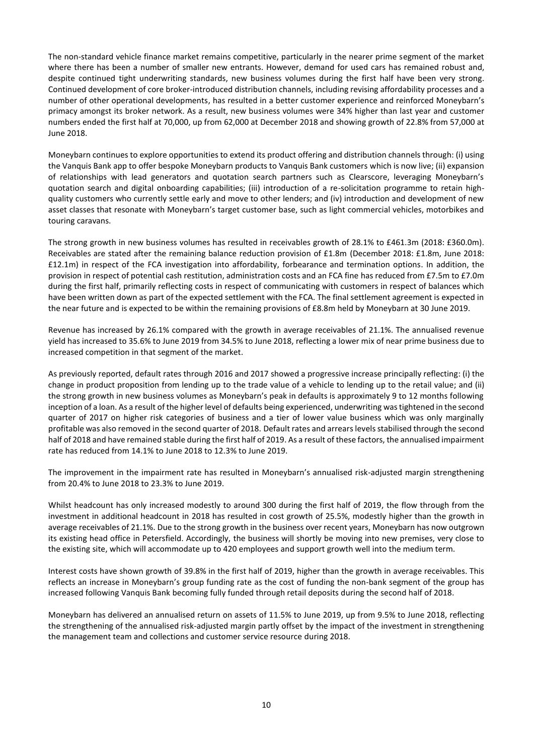The non-standard vehicle finance market remains competitive, particularly in the nearer prime segment of the market where there has been a number of smaller new entrants. However, demand for used cars has remained robust and, despite continued tight underwriting standards, new business volumes during the first half have been very strong. Continued development of core broker-introduced distribution channels, including revising affordability processes and a number of other operational developments, has resulted in a better customer experience and reinforced Moneybarn's primacy amongst its broker network. As a result, new business volumes were 34% higher than last year and customer numbers ended the first half at 70,000, up from 62,000 at December 2018 and showing growth of 22.8% from 57,000 at June 2018.

Moneybarn continues to explore opportunities to extend its product offering and distribution channels through: (i) using the Vanquis Bank app to offer bespoke Moneybarn products to Vanquis Bank customers which is now live; (ii) expansion of relationships with lead generators and quotation search partners such as Clearscore, leveraging Moneybarn's quotation search and digital onboarding capabilities; (iii) introduction of a re-solicitation programme to retain high-quality customers who currently settle early and move to other lenders; and (iv) introduction and development of new asset classes that resonate with Moneybarn's target customer base, such as light commercial vehicles, motorbikes and touring caravans.

The strong growth in new business volumes has resulted in receivables growth of 28.1% to £461.3m (2018: £360.0m). Receivables are stated after the remaining balance reduction provision of £1.8m (December 2018: £1.8m, June 2018: £12.1m) in respect of the FCA investigation into affordability, forbearance and termination options. In addition, the provision in respect of potential cash restitution, administration costs and an FCA fine has reduced from £7.5m to £7.0m during the first half, primarily reflecting costs in respect of communicating with customers in respect of balances which have been written down as part of the expected settlement with the FCA. The final settlement agreement is expected in the near future and is expected to be within the remaining provisions of £8.8m held by Moneybarn at 30 June 2019.

Revenue has increased by 26.1% compared with the growth in average receivables of 21.1%. The annualised revenue yield has increased to 35.6% to June 2019 from 34.5% to June 2018, reflecting a lower mix of near prime business due to increased competition in that segment of the market.

As previously reported, default rates through 2016 and 2017 showed a progressive increase principally reflecting: (i) the change in product proposition from lending up to the trade value of a vehicle to lending up to the retail value; and (ii) the strong growth in new business volumes as Moneybarn's peak in defaults is approximately 9 to 12 months following inception of a loan. As a result of the higher level of defaults being experienced, underwriting was tightened in the second quarter of 2017 on higher risk categories of business and a tier of lower value business which was only marginally profitable was also removed in the second quarter of 2018. Default rates and arrears levels stabilised through the second half of 2018 and have remained stable during the first half of 2019. As a result of these factors, the annualised impairment rate has reduced from 14.1% to June 2018 to 12.3% to June 2019.

The improvement in the impairment rate has resulted in Moneybarn's annualised risk-adjusted margin strengthening from 20.4% to June 2018 to 23.3% to June 2019.

Whilst headcount has only increased modestly to around 300 during the first half of 2019, the flow through from the investment in additional headcount in 2018 has resulted in cost growth of 25.5%, modestly higher than the growth in average receivables of 21.1%. Due to the strong growth in the business over recent years, Moneybarn has now outgrown its existing head office in Petersfield. Accordingly, the business will shortly be moving into new premises, very close to the existing site, which will accommodate up to 420 employees and support growth well into the medium term.

Interest costs have shown growth of 39.8% in the first half of 2019, higher than the growth in average receivables. This reflects an increase in Moneybarn's group funding rate as the cost of funding the non-bank segment of the group has increased following Vanquis Bank becoming fully funded through retail deposits during the second half of 2018.

Moneybarn has delivered an annualised return on assets of 11.5% to June 2019, up from 9.5% to June 2018, reflecting the strengthening of the annualised risk-adjusted margin partly offset by the impact of the investment in strengthening the management team and collections and customer service resource during 2018.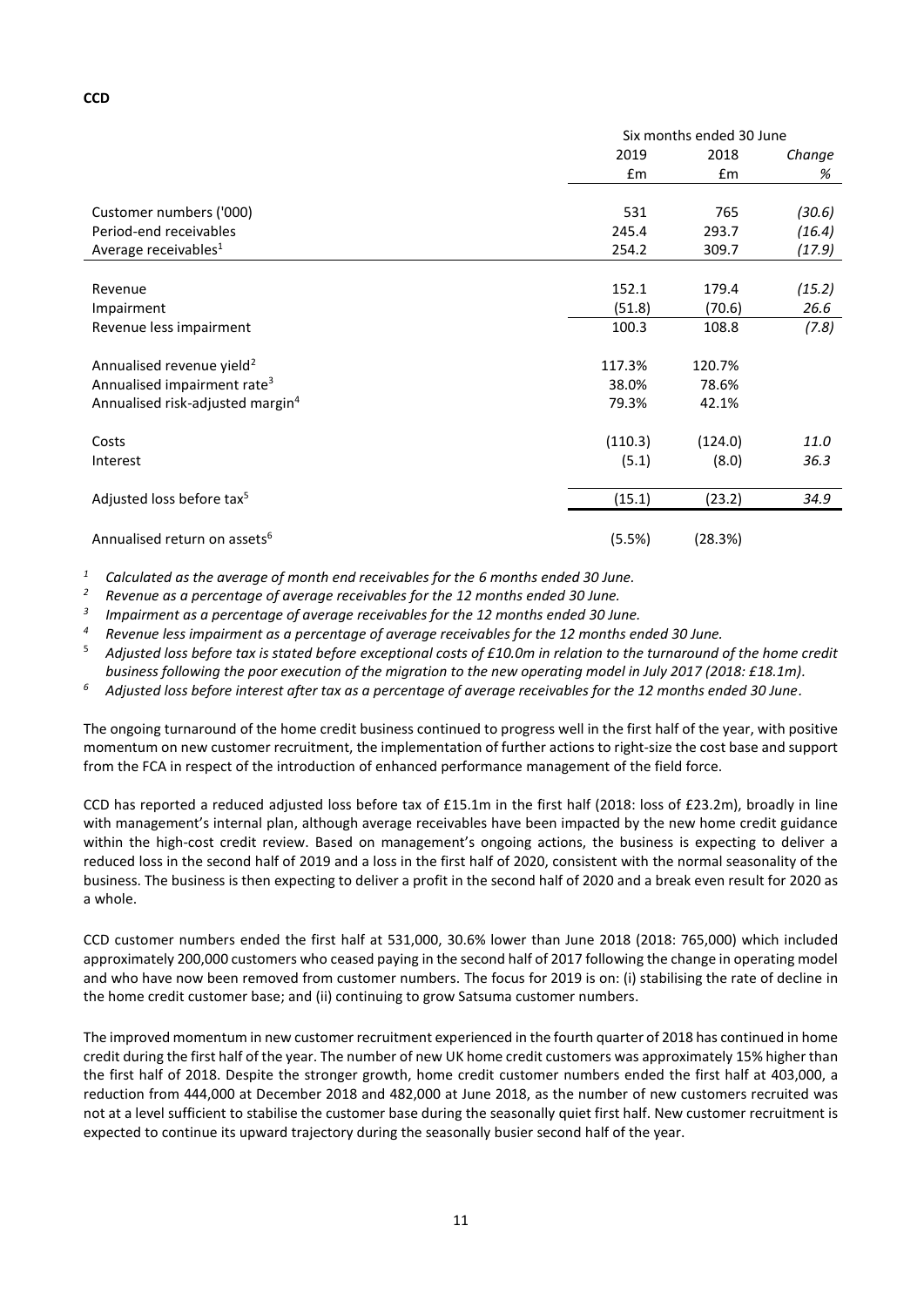**CCD**

| | Six months ended 30 June | | |
|---|---|---|---|
| | 2019 | 2018 | *Change* |
| | £m | £m | *%* |
| Customer numbers ('000) | 531 | 765 | *(30.6)* |
| Period-end receivables | 245.4 | 293.7 | *(16.4)* |
| Average receivables[1] | 254.2 | 309.7 | *(17.9)* |
| Revenue | 152.1 | 179.4 | *(15.2)* |
| Impairment | (51.8) | (70.6) | *26.6* |
| Revenue less impairment | 100.3 | 108.8 | *(7.8)* |
| Annualised revenue yield[2] | 117.3% | 120.7% | |
| Annualised impairment rate[3] | 38.0% | 78.6% | |
| Annualised risk-adjusted margin[4] | 79.3% | 42.1% | |
| Costs | (110.3) | (124.0) | *11.0* |
| Interest | (5.1) | (8.0) | *36.3* |
| Adjusted loss before tax[5] | (15.1) | (23.2) | *34.9* |
| Annualised return on assets[6] | (5.5%) | (28.3%) | |

[1] *Calculated as the average of month end receivables for the 6 months ended 30 June.*

[2] *Revenue as a percentage of average receivables for the 12 months ended 30 June.*

[3] *Impairment as a percentage of average receivables for the 12 months ended 30 June.*

[4] *Revenue less impairment as a percentage of average receivables for the 12 months ended 30 June.*

[5] *Adjusted loss before tax is stated before exceptional costs of £10.0m in relation to the turnaround of the home credit business following the poor execution of the migration to the new operating model in July 2017 (2018: £18.1m).*

[6] *Adjusted loss before interest after tax as a percentage of average receivables for the 12 months ended 30 June.*

The ongoing turnaround of the home credit business continued to progress well in the first half of the year, with positive momentum on new customer recruitment, the implementation of further actions to right-size the cost base and support from the FCA in respect of the introduction of enhanced performance management of the field force.

CCD has reported a reduced adjusted loss before tax of £15.1m in the first half (2018: loss of £23.2m), broadly in line with management's internal plan, although average receivables have been impacted by the new home credit guidance within the high-cost credit review. Based on management's ongoing actions, the business is expecting to deliver a reduced loss in the second half of 2019 and a loss in the first half of 2020, consistent with the normal seasonality of the business. The business is then expecting to deliver a profit in the second half of 2020 and a break even result for 2020 as a whole.

CCD customer numbers ended the first half at 531,000, 30.6% lower than June 2018 (2018: 765,000) which included approximately 200,000 customers who ceased paying in the second half of 2017 following the change in operating model and who have now been removed from customer numbers. The focus for 2019 is on: (i) stabilising the rate of decline in the home credit customer base; and (ii) continuing to grow Satsuma customer numbers.

The improved momentum in new customer recruitment experienced in the fourth quarter of 2018 has continued in home credit during the first half of the year. The number of new UK home credit customers was approximately 15% higher than the first half of 2018. Despite the stronger growth, home credit customer numbers ended the first half at 403,000, a reduction from 444,000 at December 2018 and 482,000 at June 2018, as the number of new customers recruited was not at a level sufficient to stabilise the customer base during the seasonally quiet first half. New customer recruitment is expected to continue its upward trajectory during the seasonally busier second half of the year.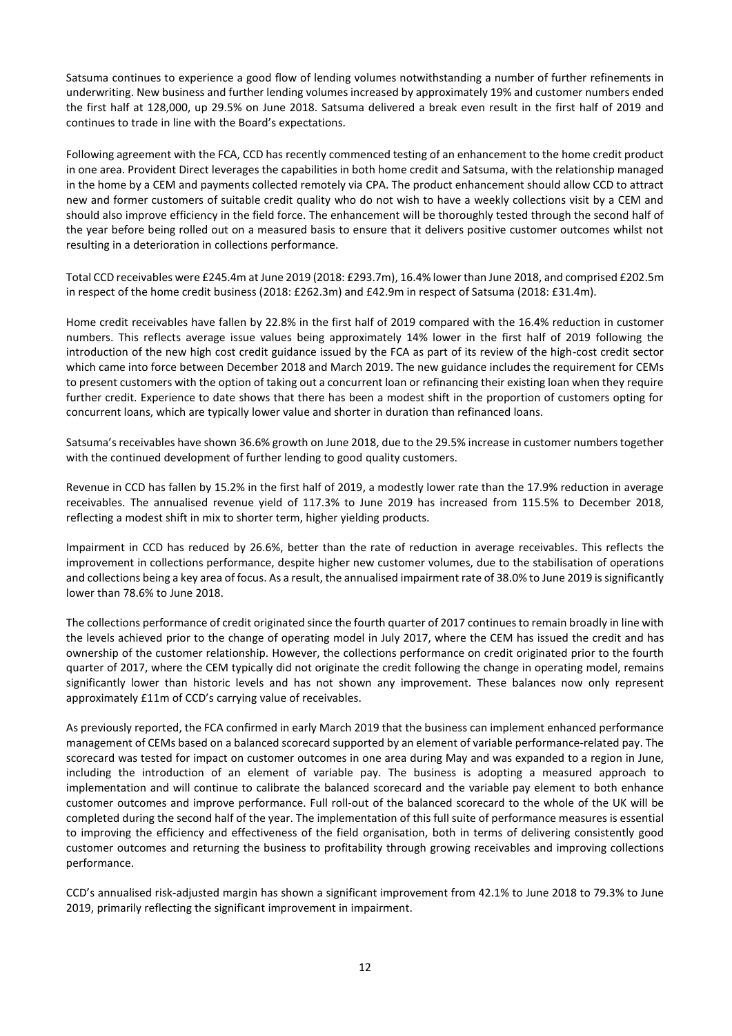Satsuma continues to experience a good flow of lending volumes notwithstanding a number of further refinements in underwriting. New business and further lending volumes increased by approximately 19% and customer numbers ended the first half at 128,000, up 29.5% on June 2018. Satsuma delivered a break even result in the first half of 2019 and continues to trade in line with the Board's expectations.

Following agreement with the FCA, CCD has recently commenced testing of an enhancement to the home credit product in one area. Provident Direct leverages the capabilities in both home credit and Satsuma, with the relationship managed in the home by a CEM and payments collected remotely via CPA. The product enhancement should allow CCD to attract new and former customers of suitable credit quality who do not wish to have a weekly collections visit by a CEM and should also improve efficiency in the field force. The enhancement will be thoroughly tested through the second half of the year before being rolled out on a measured basis to ensure that it delivers positive customer outcomes whilst not resulting in a deterioration in collections performance.

Total CCD receivables were £245.4m at June 2019 (2018: £293.7m), 16.4% lower than June 2018, and comprised £202.5m in respect of the home credit business (2018: £262.3m) and £42.9m in respect of Satsuma (2018: £31.4m).

Home credit receivables have fallen by 22.8% in the first half of 2019 compared with the 16.4% reduction in customer numbers. This reflects average issue values being approximately 14% lower in the first half of 2019 following the introduction of the new high cost credit guidance issued by the FCA as part of its review of the high-cost credit sector which came into force between December 2018 and March 2019. The new guidance includes the requirement for CEMs to present customers with the option of taking out a concurrent loan or refinancing their existing loan when they require further credit. Experience to date shows that there has been a modest shift in the proportion of customers opting for concurrent loans, which are typically lower value and shorter in duration than refinanced loans.

Satsuma's receivables have shown 36.6% growth on June 2018, due to the 29.5% increase in customer numbers together with the continued development of further lending to good quality customers.

Revenue in CCD has fallen by 15.2% in the first half of 2019, a modestly lower rate than the 17.9% reduction in average receivables. The annualised revenue yield of 117.3% to June 2019 has increased from 115.5% to December 2018, reflecting a modest shift in mix to shorter term, higher yielding products.

Impairment in CCD has reduced by 26.6%, better than the rate of reduction in average receivables. This reflects the improvement in collections performance, despite higher new customer volumes, due to the stabilisation of operations and collections being a key area of focus. As a result, the annualised impairment rate of 38.0% to June 2019 is significantly lower than 78.6% to June 2018.

The collections performance of credit originated since the fourth quarter of 2017 continues to remain broadly in line with the levels achieved prior to the change of operating model in July 2017, where the CEM has issued the credit and has ownership of the customer relationship. However, the collections performance on credit originated prior to the fourth quarter of 2017, where the CEM typically did not originate the credit following the change in operating model, remains significantly lower than historic levels and has not shown any improvement. These balances now only represent approximately £11m of CCD's carrying value of receivables.

As previously reported, the FCA confirmed in early March 2019 that the business can implement enhanced performance management of CEMs based on a balanced scorecard supported by an element of variable performance-related pay. The scorecard was tested for impact on customer outcomes in one area during May and was expanded to a region in June, including the introduction of an element of variable pay. The business is adopting a measured approach to implementation and will continue to calibrate the balanced scorecard and the variable pay element to both enhance customer outcomes and improve performance. Full roll-out of the balanced scorecard to the whole of the UK will be completed during the second half of the year. The implementation of this full suite of performance measures is essential to improving the efficiency and effectiveness of the field organisation, both in terms of delivering consistently good customer outcomes and returning the business to profitability through growing receivables and improving collections performance.

CCD's annualised risk-adjusted margin has shown a significant improvement from 42.1% to June 2018 to 79.3% to June 2019, primarily reflecting the significant improvement in impairment.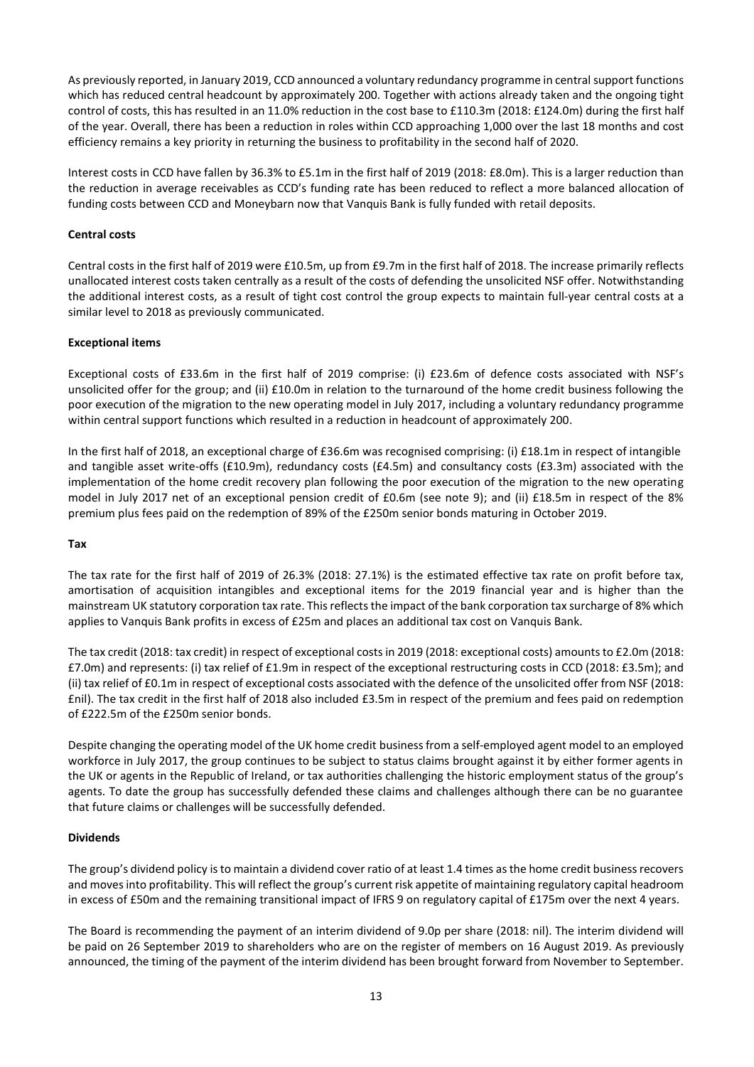As previously reported, in January 2019, CCD announced a voluntary redundancy programme in central support functions which has reduced central headcount by approximately 200. Together with actions already taken and the ongoing tight control of costs, this has resulted in an 11.0% reduction in the cost base to £110.3m (2018: £124.0m) during the first half of the year. Overall, there has been a reduction in roles within CCD approaching 1,000 over the last 18 months and cost efficiency remains a key priority in returning the business to profitability in the second half of 2020.

Interest costs in CCD have fallen by 36.3% to £5.1m in the first half of 2019 (2018: £8.0m). This is a larger reduction than the reduction in average receivables as CCD's funding rate has been reduced to reflect a more balanced allocation of funding costs between CCD and Moneybarn now that Vanquis Bank is fully funded with retail deposits.

**Central costs**

Central costs in the first half of 2019 were £10.5m, up from £9.7m in the first half of 2018. The increase primarily reflects unallocated interest costs taken centrally as a result of the costs of defending the unsolicited NSF offer. Notwithstanding the additional interest costs, as a result of tight cost control the group expects to maintain full-year central costs at a similar level to 2018 as previously communicated.

**Exceptional items**

Exceptional costs of £33.6m in the first half of 2019 comprise: (i) £23.6m of defence costs associated with NSF's unsolicited offer for the group; and (ii) £10.0m in relation to the turnaround of the home credit business following the poor execution of the migration to the new operating model in July 2017, including a voluntary redundancy programme within central support functions which resulted in a reduction in headcount of approximately 200.

In the first half of 2018, an exceptional charge of £36.6m was recognised comprising: (i) £18.1m in respect of intangible and tangible asset write-offs (£10.9m), redundancy costs (£4.5m) and consultancy costs (£3.3m) associated with the implementation of the home credit recovery plan following the poor execution of the migration to the new operating model in July 2017 net of an exceptional pension credit of £0.6m (see note 9); and (ii) £18.5m in respect of the 8% premium plus fees paid on the redemption of 89% of the £250m senior bonds maturing in October 2019.

**Tax**

The tax rate for the first half of 2019 of 26.3% (2018: 27.1%) is the estimated effective tax rate on profit before tax, amortisation of acquisition intangibles and exceptional items for the 2019 financial year and is higher than the mainstream UK statutory corporation tax rate. This reflects the impact of the bank corporation tax surcharge of 8% which applies to Vanquis Bank profits in excess of £25m and places an additional tax cost on Vanquis Bank.

The tax credit (2018: tax credit) in respect of exceptional costs in 2019 (2018: exceptional costs) amounts to £2.0m (2018: £7.0m) and represents: (i) tax relief of £1.9m in respect of the exceptional restructuring costs in CCD (2018: £3.5m); and (ii) tax relief of £0.1m in respect of exceptional costs associated with the defence of the unsolicited offer from NSF (2018: £nil). The tax credit in the first half of 2018 also included £3.5m in respect of the premium and fees paid on redemption of £222.5m of the £250m senior bonds.

Despite changing the operating model of the UK home credit business from a self-employed agent model to an employed workforce in July 2017, the group continues to be subject to status claims brought against it by either former agents in the UK or agents in the Republic of Ireland, or tax authorities challenging the historic employment status of the group's agents. To date the group has successfully defended these claims and challenges although there can be no guarantee that future claims or challenges will be successfully defended.

**Dividends**

The group's dividend policy is to maintain a dividend cover ratio of at least 1.4 times as the home credit business recovers and moves into profitability. This will reflect the group's current risk appetite of maintaining regulatory capital headroom in excess of £50m and the remaining transitional impact of IFRS 9 on regulatory capital of £175m over the next 4 years.

The Board is recommending the payment of an interim dividend of 9.0p per share (2018: nil). The interim dividend will be paid on 26 September 2019 to shareholders who are on the register of members on 16 August 2019. As previously announced, the timing of the payment of the interim dividend has been brought forward from November to September.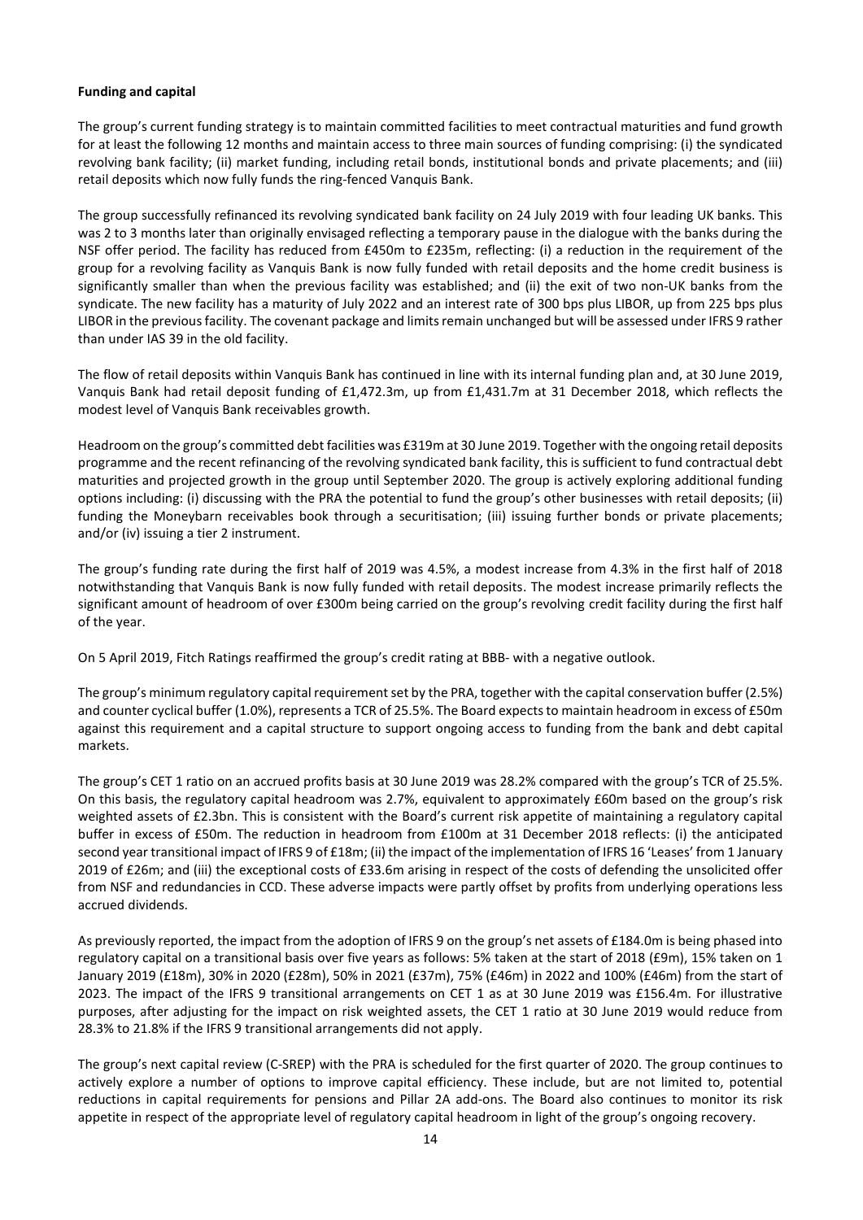**Funding and capital**

The group's current funding strategy is to maintain committed facilities to meet contractual maturities and fund growth for at least the following 12 months and maintain access to three main sources of funding comprising: (i) the syndicated revolving bank facility; (ii) market funding, including retail bonds, institutional bonds and private placements; and (iii) retail deposits which now fully funds the ring-fenced Vanquis Bank.

The group successfully refinanced its revolving syndicated bank facility on 24 July 2019 with four leading UK banks. This was 2 to 3 months later than originally envisaged reflecting a temporary pause in the dialogue with the banks during the NSF offer period. The facility has reduced from £450m to £235m, reflecting: (i) a reduction in the requirement of the group for a revolving facility as Vanquis Bank is now fully funded with retail deposits and the home credit business is significantly smaller than when the previous facility was established; and (ii) the exit of two non-UK banks from the syndicate. The new facility has a maturity of July 2022 and an interest rate of 300 bps plus LIBOR, up from 225 bps plus LIBOR in the previous facility. The covenant package and limits remain unchanged but will be assessed under IFRS 9 rather than under IAS 39 in the old facility.

The flow of retail deposits within Vanquis Bank has continued in line with its internal funding plan and, at 30 June 2019, Vanquis Bank had retail deposit funding of £1,472.3m, up from £1,431.7m at 31 December 2018, which reflects the modest level of Vanquis Bank receivables growth.

Headroom on the group's committed debt facilities was £319m at 30 June 2019. Together with the ongoing retail deposits programme and the recent refinancing of the revolving syndicated bank facility, this is sufficient to fund contractual debt maturities and projected growth in the group until September 2020. The group is actively exploring additional funding options including: (i) discussing with the PRA the potential to fund the group's other businesses with retail deposits; (ii) funding the Moneybarn receivables book through a securitisation; (iii) issuing further bonds or private placements; and/or (iv) issuing a tier 2 instrument.

The group's funding rate during the first half of 2019 was 4.5%, a modest increase from 4.3% in the first half of 2018 notwithstanding that Vanquis Bank is now fully funded with retail deposits. The modest increase primarily reflects the significant amount of headroom of over £300m being carried on the group's revolving credit facility during the first half of the year.

On 5 April 2019, Fitch Ratings reaffirmed the group's credit rating at BBB- with a negative outlook.

The group's minimum regulatory capital requirement set by the PRA, together with the capital conservation buffer (2.5%) and counter cyclical buffer (1.0%), represents a TCR of 25.5%. The Board expects to maintain headroom in excess of £50m against this requirement and a capital structure to support ongoing access to funding from the bank and debt capital markets.

The group's CET 1 ratio on an accrued profits basis at 30 June 2019 was 28.2% compared with the group's TCR of 25.5%. On this basis, the regulatory capital headroom was 2.7%, equivalent to approximately £60m based on the group's risk weighted assets of £2.3bn. This is consistent with the Board's current risk appetite of maintaining a regulatory capital buffer in excess of £50m. The reduction in headroom from £100m at 31 December 2018 reflects: (i) the anticipated second year transitional impact of IFRS 9 of £18m; (ii) the impact of the implementation of IFRS 16 'Leases' from 1 January 2019 of £26m; and (iii) the exceptional costs of £33.6m arising in respect of the costs of defending the unsolicited offer from NSF and redundancies in CCD. These adverse impacts were partly offset by profits from underlying operations less accrued dividends.

As previously reported, the impact from the adoption of IFRS 9 on the group's net assets of £184.0m is being phased into regulatory capital on a transitional basis over five years as follows: 5% taken at the start of 2018 (£9m), 15% taken on 1 January 2019 (£18m), 30% in 2020 (£28m), 50% in 2021 (£37m), 75% (£46m) in 2022 and 100% (£46m) from the start of 2023. The impact of the IFRS 9 transitional arrangements on CET 1 as at 30 June 2019 was £156.4m. For illustrative purposes, after adjusting for the impact on risk weighted assets, the CET 1 ratio at 30 June 2019 would reduce from 28.3% to 21.8% if the IFRS 9 transitional arrangements did not apply.

The group's next capital review (C-SREP) with the PRA is scheduled for the first quarter of 2020. The group continues to actively explore a number of options to improve capital efficiency. These include, but are not limited to, potential reductions in capital requirements for pensions and Pillar 2A add-ons. The Board also continues to monitor its risk appetite in respect of the appropriate level of regulatory capital headroom in light of the group's ongoing recovery.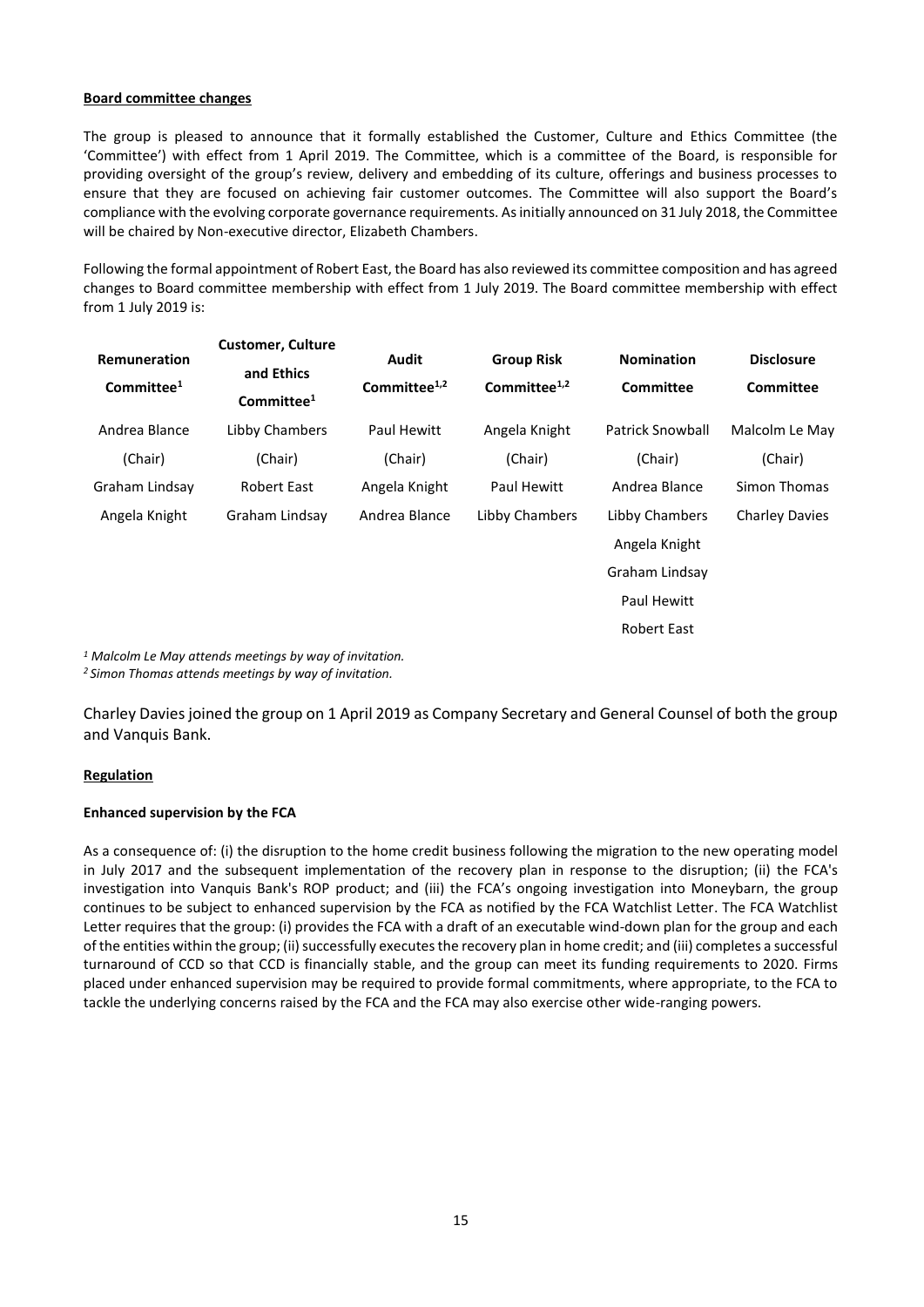**Board committee changes**

The group is pleased to announce that it formally established the Customer, Culture and Ethics Committee (the 'Committee') with effect from 1 April 2019. The Committee, which is a committee of the Board, is responsible for providing oversight of the group's review, delivery and embedding of its culture, offerings and business processes to ensure that they are focused on achieving fair customer outcomes. The Committee will also support the Board's compliance with the evolving corporate governance requirements. As initially announced on 31 July 2018, the Committee will be chaired by Non-executive director, Elizabeth Chambers.

Following the formal appointment of Robert East, the Board has also reviewed its committee composition and has agreed changes to Board committee membership with effect from 1 July 2019. The Board committee membership with effect from 1 July 2019 is:

| Remuneration Committee[1] | Customer, Culture and Ethics Committee[1] | Audit Committee[1,2] | Group Risk Committee[1,2] | Nomination Committee | Disclosure Committee |
|---|---|---|---|---|---|
| Andrea Blance (Chair) | Libby Chambers (Chair) | Paul Hewitt (Chair) | Angela Knight (Chair) | Patrick Snowball (Chair) | Malcolm Le May (Chair) |
| Graham Lindsay | Robert East | Angela Knight | Paul Hewitt | Andrea Blance | Simon Thomas |
| Angela Knight | Graham Lindsay | Andrea Blance | Libby Chambers | Libby Chambers | Charley Davies |
| | | | | Angela Knight | |
| | | | | Graham Lindsay | |
| | | | | Paul Hewitt | |
| | | | | Robert East | |

*[1] Malcolm Le May attends meetings by way of invitation.*
*[2] Simon Thomas attends meetings by way of invitation.*

Charley Davies joined the group on 1 April 2019 as Company Secretary and General Counsel of both the group and Vanquis Bank.

**Regulation**

**Enhanced supervision by the FCA**

As a consequence of: (i) the disruption to the home credit business following the migration to the new operating model in July 2017 and the subsequent implementation of the recovery plan in response to the disruption; (ii) the FCA's investigation into Vanquis Bank's ROP product; and (iii) the FCA's ongoing investigation into Moneybarn, the group continues to be subject to enhanced supervision by the FCA as notified by the FCA Watchlist Letter. The FCA Watchlist Letter requires that the group: (i) provides the FCA with a draft of an executable wind-down plan for the group and each of the entities within the group; (ii) successfully executes the recovery plan in home credit; and (iii) completes a successful turnaround of CCD so that CCD is financially stable, and the group can meet its funding requirements to 2020. Firms placed under enhanced supervision may be required to provide formal commitments, where appropriate, to the FCA to tackle the underlying concerns raised by the FCA and the FCA may also exercise other wide-ranging powers.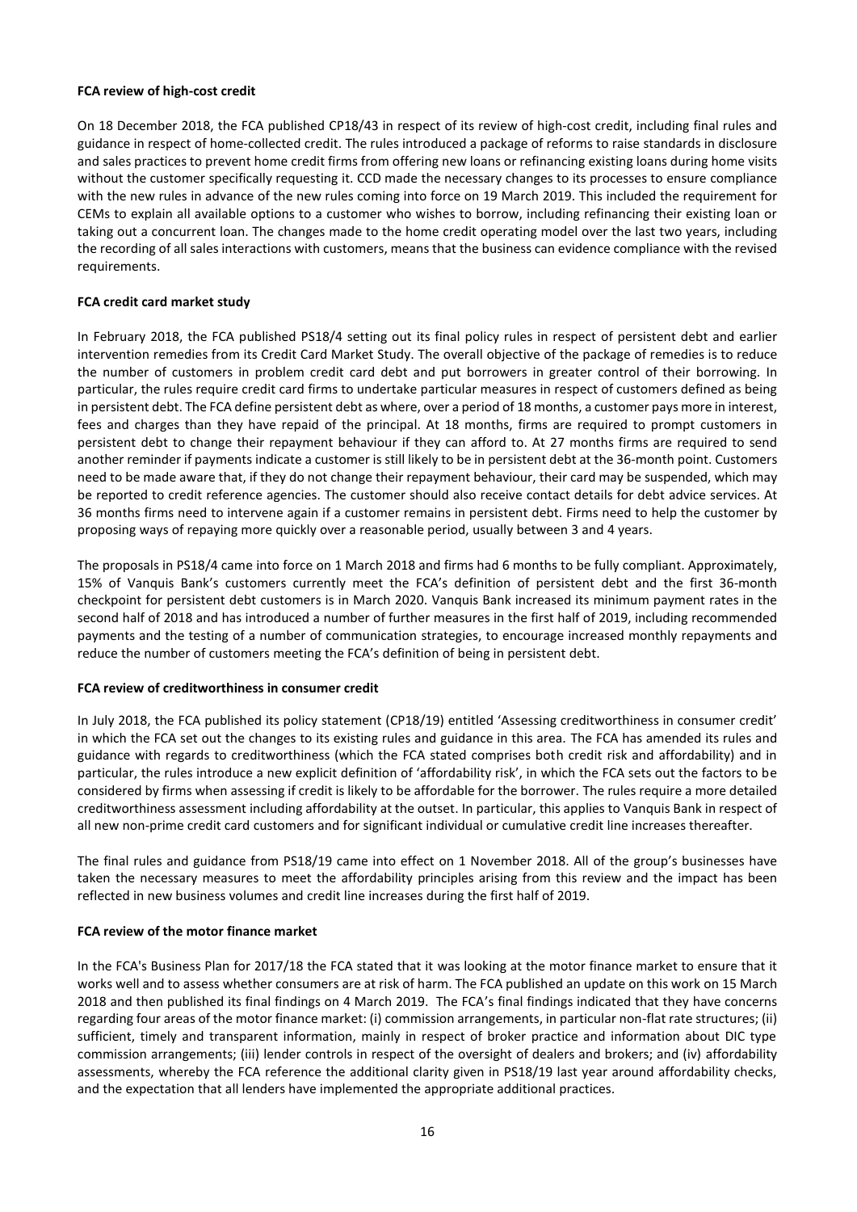**FCA review of high-cost credit**

On 18 December 2018, the FCA published CP18/43 in respect of its review of high-cost credit, including final rules and guidance in respect of home-collected credit. The rules introduced a package of reforms to raise standards in disclosure and sales practices to prevent home credit firms from offering new loans or refinancing existing loans during home visits without the customer specifically requesting it. CCD made the necessary changes to its processes to ensure compliance with the new rules in advance of the new rules coming into force on 19 March 2019. This included the requirement for CEMs to explain all available options to a customer who wishes to borrow, including refinancing their existing loan or taking out a concurrent loan. The changes made to the home credit operating model over the last two years, including the recording of all sales interactions with customers, means that the business can evidence compliance with the revised requirements.

**FCA credit card market study**

In February 2018, the FCA published PS18/4 setting out its final policy rules in respect of persistent debt and earlier intervention remedies from its Credit Card Market Study. The overall objective of the package of remedies is to reduce the number of customers in problem credit card debt and put borrowers in greater control of their borrowing. In particular, the rules require credit card firms to undertake particular measures in respect of customers defined as being in persistent debt. The FCA define persistent debt as where, over a period of 18 months, a customer pays more in interest, fees and charges than they have repaid of the principal. At 18 months, firms are required to prompt customers in persistent debt to change their repayment behaviour if they can afford to. At 27 months firms are required to send another reminder if payments indicate a customer is still likely to be in persistent debt at the 36-month point. Customers need to be made aware that, if they do not change their repayment behaviour, their card may be suspended, which may be reported to credit reference agencies. The customer should also receive contact details for debt advice services. At 36 months firms need to intervene again if a customer remains in persistent debt. Firms need to help the customer by proposing ways of repaying more quickly over a reasonable period, usually between 3 and 4 years.

The proposals in PS18/4 came into force on 1 March 2018 and firms had 6 months to be fully compliant. Approximately, 15% of Vanquis Bank's customers currently meet the FCA's definition of persistent debt and the first 36-month checkpoint for persistent debt customers is in March 2020. Vanquis Bank increased its minimum payment rates in the second half of 2018 and has introduced a number of further measures in the first half of 2019, including recommended payments and the testing of a number of communication strategies, to encourage increased monthly repayments and reduce the number of customers meeting the FCA's definition of being in persistent debt.

**FCA review of creditworthiness in consumer credit**

In July 2018, the FCA published its policy statement (CP18/19) entitled 'Assessing creditworthiness in consumer credit' in which the FCA set out the changes to its existing rules and guidance in this area. The FCA has amended its rules and guidance with regards to creditworthiness (which the FCA stated comprises both credit risk and affordability) and in particular, the rules introduce a new explicit definition of 'affordability risk', in which the FCA sets out the factors to be considered by firms when assessing if credit is likely to be affordable for the borrower. The rules require a more detailed creditworthiness assessment including affordability at the outset. In particular, this applies to Vanquis Bank in respect of all new non-prime credit card customers and for significant individual or cumulative credit line increases thereafter.

The final rules and guidance from PS18/19 came into effect on 1 November 2018. All of the group's businesses have taken the necessary measures to meet the affordability principles arising from this review and the impact has been reflected in new business volumes and credit line increases during the first half of 2019.

**FCA review of the motor finance market**

In the FCA's Business Plan for 2017/18 the FCA stated that it was looking at the motor finance market to ensure that it works well and to assess whether consumers are at risk of harm. The FCA published an update on this work on 15 March 2018 and then published its final findings on 4 March 2019. The FCA's final findings indicated that they have concerns regarding four areas of the motor finance market: (i) commission arrangements, in particular non-flat rate structures; (ii) sufficient, timely and transparent information, mainly in respect of broker practice and information about DIC type commission arrangements; (iii) lender controls in respect of the oversight of dealers and brokers; and (iv) affordability assessments, whereby the FCA reference the additional clarity given in PS18/19 last year around affordability checks, and the expectation that all lenders have implemented the appropriate additional practices.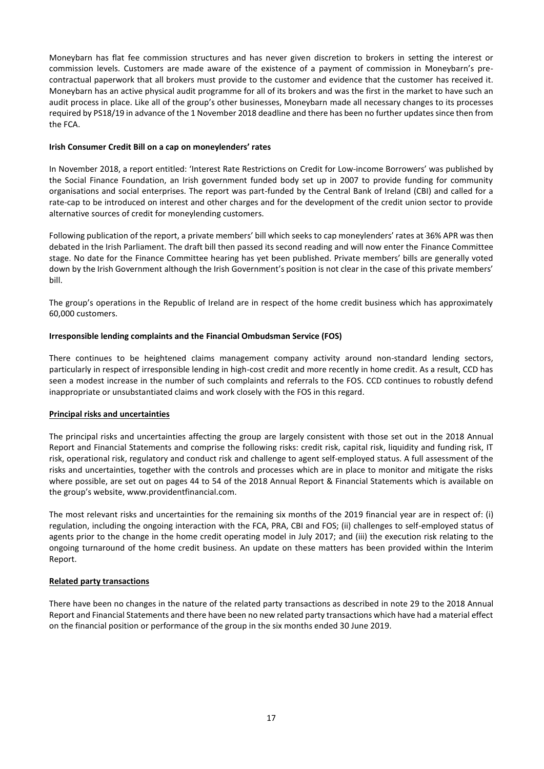Moneybarn has flat fee commission structures and has never given discretion to brokers in setting the interest or commission levels. Customers are made aware of the existence of a payment of commission in Moneybarn's pre-contractual paperwork that all brokers must provide to the customer and evidence that the customer has received it. Moneybarn has an active physical audit programme for all of its brokers and was the first in the market to have such an audit process in place. Like all of the group's other businesses, Moneybarn made all necessary changes to its processes required by PS18/19 in advance of the 1 November 2018 deadline and there has been no further updates since then from the FCA.

**Irish Consumer Credit Bill on a cap on moneylenders' rates**

In November 2018, a report entitled: 'Interest Rate Restrictions on Credit for Low-income Borrowers' was published by the Social Finance Foundation, an Irish government funded body set up in 2007 to provide funding for community organisations and social enterprises. The report was part-funded by the Central Bank of Ireland (CBI) and called for a rate-cap to be introduced on interest and other charges and for the development of the credit union sector to provide alternative sources of credit for moneylending customers.

Following publication of the report, a private members' bill which seeks to cap moneylenders' rates at 36% APR was then debated in the Irish Parliament. The draft bill then passed its second reading and will now enter the Finance Committee stage. No date for the Finance Committee hearing has yet been published. Private members' bills are generally voted down by the Irish Government although the Irish Government's position is not clear in the case of this private members' bill.

The group's operations in the Republic of Ireland are in respect of the home credit business which has approximately 60,000 customers.

**Irresponsible lending complaints and the Financial Ombudsman Service (FOS)**

There continues to be heightened claims management company activity around non-standard lending sectors, particularly in respect of irresponsible lending in high-cost credit and more recently in home credit. As a result, CCD has seen a modest increase in the number of such complaints and referrals to the FOS. CCD continues to robustly defend inappropriate or unsubstantiated claims and work closely with the FOS in this regard.

**Principal risks and uncertainties**

The principal risks and uncertainties affecting the group are largely consistent with those set out in the 2018 Annual Report and Financial Statements and comprise the following risks: credit risk, capital risk, liquidity and funding risk, IT risk, operational risk, regulatory and conduct risk and challenge to agent self-employed status. A full assessment of the risks and uncertainties, together with the controls and processes which are in place to monitor and mitigate the risks where possible, are set out on pages 44 to 54 of the 2018 Annual Report & Financial Statements which is available on the group's website, www.providentfinancial.com.

The most relevant risks and uncertainties for the remaining six months of the 2019 financial year are in respect of: (i) regulation, including the ongoing interaction with the FCA, PRA, CBI and FOS; (ii) challenges to self-employed status of agents prior to the change in the home credit operating model in July 2017; and (iii) the execution risk relating to the ongoing turnaround of the home credit business. An update on these matters has been provided within the Interim Report.

**Related party transactions**

There have been no changes in the nature of the related party transactions as described in note 29 to the 2018 Annual Report and Financial Statements and there have been no new related party transactions which have had a material effect on the financial position or performance of the group in the six months ended 30 June 2019.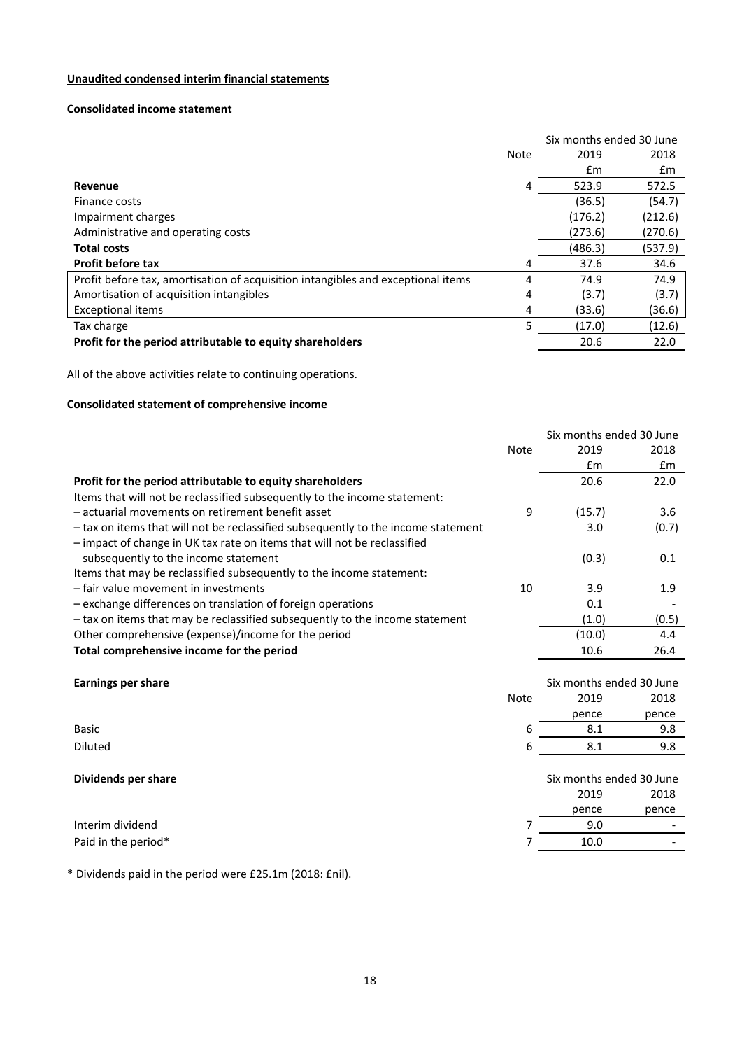**Unaudited condensed interim financial statements**

**Consolidated income statement**

| | Note | Six months ended 30 June 2019 £m | Six months ended 30 June 2018 £m |
|---|---|---|---|
| **Revenue** | 4 | 523.9 | 572.5 |
| Finance costs | | (36.5) | (54.7) |
| Impairment charges | | (176.2) | (212.6) |
| Administrative and operating costs | | (273.6) | (270.6) |
| **Total costs** | | (486.3) | (537.9) |
| **Profit before tax** | 4 | 37.6 | 34.6 |
| Profit before tax, amortisation of acquisition intangibles and exceptional items | 4 | 74.9 | 74.9 |
| Amortisation of acquisition intangibles | 4 | (3.7) | (3.7) |
| Exceptional items | 4 | (33.6) | (36.6) |
| Tax charge | 5 | (17.0) | (12.6) |
| **Profit for the period attributable to equity shareholders** | | 20.6 | 22.0 |

All of the above activities relate to continuing operations.

**Consolidated statement of comprehensive income**

| | Note | Six months ended 30 June 2019 £m | Six months ended 30 June 2018 £m |
|---|---|---|---|
| **Profit for the period attributable to equity shareholders** | | 20.6 | 22.0 |
| Items that will not be reclassified subsequently to the income statement: | | | |
| – actuarial movements on retirement benefit asset | 9 | (15.7) | 3.6 |
| – tax on items that will not be reclassified subsequently to the income statement | | 3.0 | (0.7) |
| – impact of change in UK tax rate on items that will not be reclassified subsequently to the income statement | | (0.3) | 0.1 |
| Items that may be reclassified subsequently to the income statement: | | | |
| – fair value movement in investments | 10 | 3.9 | 1.9 |
| – exchange differences on translation of foreign operations | | 0.1 | - |
| – tax on items that may be reclassified subsequently to the income statement | | (1.0) | (0.5) |
| Other comprehensive (expense)/income for the period | | (10.0) | 4.4 |
| **Total comprehensive income for the period** | | 10.6 | 26.4 |

| **Earnings per share** | Note | Six months ended 30 June 2019 pence | Six months ended 30 June 2018 pence |
|---|---|---|---|
| Basic | 6 | 8.1 | 9.8 |
| Diluted | 6 | 8.1 | 9.8 |

| **Dividends per share** | Note | Six months ended 30 June 2019 pence | Six months ended 30 June 2018 pence |
|---|---|---|---|
| Interim dividend | 7 | 9.0 | - |
| Paid in the period* | 7 | 10.0 | - |

* Dividends paid in the period were £25.1m (2018: £nil).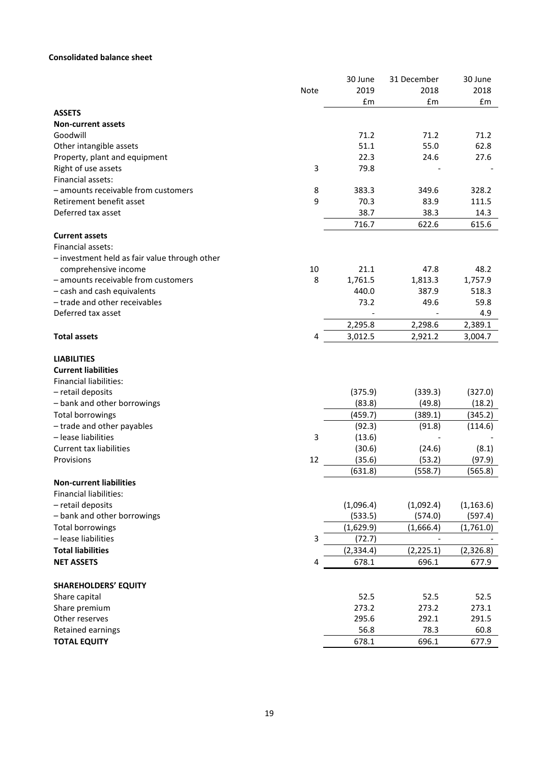**Consolidated balance sheet**

| | Note | 30 June 2019 £m | 31 December 2018 £m | 30 June 2018 £m |
|---|---|---|---|---|
| **ASSETS** | | | | |
| **Non-current assets** | | | | |
| Goodwill | | 71.2 | 71.2 | 71.2 |
| Other intangible assets | | 51.1 | 55.0 | 62.8 |
| Property, plant and equipment | | 22.3 | 24.6 | 27.6 |
| Right of use assets | 3 | 79.8 | - | - |
| Financial assets: | | | | |
| – amounts receivable from customers | 8 | 383.3 | 349.6 | 328.2 |
| Retirement benefit asset | 9 | 70.3 | 83.9 | 111.5 |
| Deferred tax asset | | 38.7 | 38.3 | 14.3 |
| | | 716.7 | 622.6 | 615.6 |
| **Current assets** | | | | |
| Financial assets: | | | | |
| – investment held as fair value through other comprehensive income | 10 | 21.1 | 47.8 | 48.2 |
| – amounts receivable from customers | 8 | 1,761.5 | 1,813.3 | 1,757.9 |
| – cash and cash equivalents | | 440.0 | 387.9 | 518.3 |
| – trade and other receivables | | 73.2 | 49.6 | 59.8 |
| Deferred tax asset | | - | - | 4.9 |
| | | 2,295.8 | 2,298.6 | 2,389.1 |
| **Total assets** | 4 | 3,012.5 | 2,921.2 | 3,004.7 |
| | | | | |
| **LIABILITIES** | | | | |
| **Current liabilities** | | | | |
| Financial liabilities: | | | | |
| – retail deposits | | (375.9) | (339.3) | (327.0) |
| – bank and other borrowings | | (83.8) | (49.8) | (18.2) |
| Total borrowings | | (459.7) | (389.1) | (345.2) |
| – trade and other payables | | (92.3) | (91.8) | (114.6) |
| – lease liabilities | 3 | (13.6) | - | - |
| Current tax liabilities | | (30.6) | (24.6) | (8.1) |
| Provisions | 12 | (35.6) | (53.2) | (97.9) |
| | | (631.8) | (558.7) | (565.8) |
| **Non-current liabilities** | | | | |
| Financial liabilities: | | | | |
| – retail deposits | | (1,096.4) | (1,092.4) | (1,163.6) |
| – bank and other borrowings | | (533.5) | (574.0) | (597.4) |
| Total borrowings | | (1,629.9) | (1,666.4) | (1,761.0) |
| – lease liabilities | 3 | (72.7) | - | - |
| **Total liabilities** | | (2,334.4) | (2,225.1) | (2,326.8) |
| **NET ASSETS** | 4 | 678.1 | 696.1 | 677.9 |
| | | | | |
| **SHAREHOLDERS' EQUITY** | | | | |
| Share capital | | 52.5 | 52.5 | 52.5 |
| Share premium | | 273.2 | 273.2 | 273.1 |
| Other reserves | | 295.6 | 292.1 | 291.5 |
| Retained earnings | | 56.8 | 78.3 | 60.8 |
| **TOTAL EQUITY** | | 678.1 | 696.1 | 677.9 |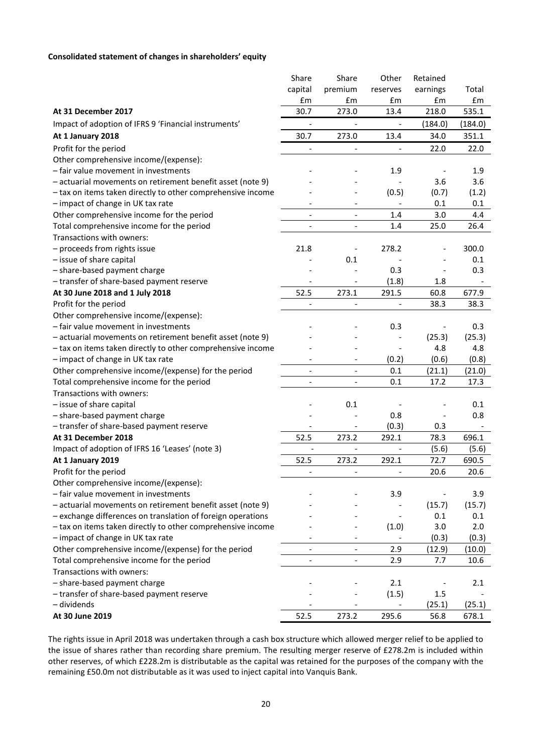**Consolidated statement of changes in shareholders' equity**

| | Share capital £m | Share premium £m | Other reserves £m | Retained earnings £m | Total £m |
|---|---|---|---|---|---|
| **At 31 December 2017** | 30.7 | 273.0 | 13.4 | 218.0 | 535.1 |
| Impact of adoption of IFRS 9 'Financial instruments' | - | - | - | (184.0) | (184.0) |
| **At 1 January 2018** | 30.7 | 273.0 | 13.4 | 34.0 | 351.1 |
| Profit for the period | - | - | - | 22.0 | 22.0 |
| Other comprehensive income/(expense): | | | | | |
| – fair value movement in investments | - | - | 1.9 | - | 1.9 |
| – actuarial movements on retirement benefit asset (note 9) | - | - | - | 3.6 | 3.6 |
| – tax on items taken directly to other comprehensive income | - | - | (0.5) | (0.7) | (1.2) |
| – impact of change in UK tax rate | - | - | - | 0.1 | 0.1 |
| Other comprehensive income for the period | - | - | 1.4 | 3.0 | 4.4 |
| Total comprehensive income for the period | - | - | 1.4 | 25.0 | 26.4 |
| Transactions with owners: | | | | | |
| – proceeds from rights issue | 21.8 | - | 278.2 | - | 300.0 |
| – issue of share capital | - | 0.1 | - | - | 0.1 |
| – share-based payment charge | - | - | 0.3 | - | 0.3 |
| – transfer of share-based payment reserve | - | - | (1.8) | 1.8 | - |
| **At 30 June 2018 and 1 July 2018** | 52.5 | 273.1 | 291.5 | 60.8 | 677.9 |
| Profit for the period | - | - | - | 38.3 | 38.3 |
| Other comprehensive income/(expense): | | | | | |
| – fair value movement in investments | - | - | 0.3 | - | 0.3 |
| – actuarial movements on retirement benefit asset (note 9) | - | - | - | (25.3) | (25.3) |
| – tax on items taken directly to other comprehensive income | - | - | - | 4.8 | 4.8 |
| – impact of change in UK tax rate | - | - | (0.2) | (0.6) | (0.8) |
| Other comprehensive income/(expense) for the period | - | - | 0.1 | (21.1) | (21.0) |
| Total comprehensive income for the period | - | - | 0.1 | 17.2 | 17.3 |
| Transactions with owners: | | | | | |
| – issue of share capital | - | 0.1 | - | - | 0.1 |
| – share-based payment charge | - | - | 0.8 | - | 0.8 |
| – transfer of share-based payment reserve | - | - | (0.3) | 0.3 | - |
| **At 31 December 2018** | 52.5 | 273.2 | 292.1 | 78.3 | 696.1 |
| Impact of adoption of IFRS 16 'Leases' (note 3) | - | - | - | (5.6) | (5.6) |
| **At 1 January 2019** | 52.5 | 273.2 | 292.1 | 72.7 | 690.5 |
| Profit for the period | - | - | - | 20.6 | 20.6 |
| Other comprehensive income/(expense): | | | | | |
| – fair value movement in investments | - | - | 3.9 | - | 3.9 |
| – actuarial movements on retirement benefit asset (note 9) | - | - | - | (15.7) | (15.7) |
| – exchange differences on translation of foreign operations | - | - | - | 0.1 | 0.1 |
| – tax on items taken directly to other comprehensive income | - | - | (1.0) | 3.0 | 2.0 |
| – impact of change in UK tax rate | - | - | - | (0.3) | (0.3) |
| Other comprehensive income/(expense) for the period | - | - | 2.9 | (12.9) | (10.0) |
| Total comprehensive income for the period | - | - | 2.9 | 7.7 | 10.6 |
| Transactions with owners: | | | | | |
| – share-based payment charge | - | - | 2.1 | - | 2.1 |
| – transfer of share-based payment reserve | - | - | (1.5) | 1.5 | - |
| – dividends | - | - | - | (25.1) | (25.1) |
| **At 30 June 2019** | 52.5 | 273.2 | 295.6 | 56.8 | 678.1 |

The rights issue in April 2018 was undertaken through a cash box structure which allowed merger relief to be applied to the issue of shares rather than recording share premium. The resulting merger reserve of £278.2m is included within other reserves, of which £228.2m is distributable as the capital was retained for the purposes of the company with the remaining £50.0m not distributable as it was used to inject capital into Vanquis Bank.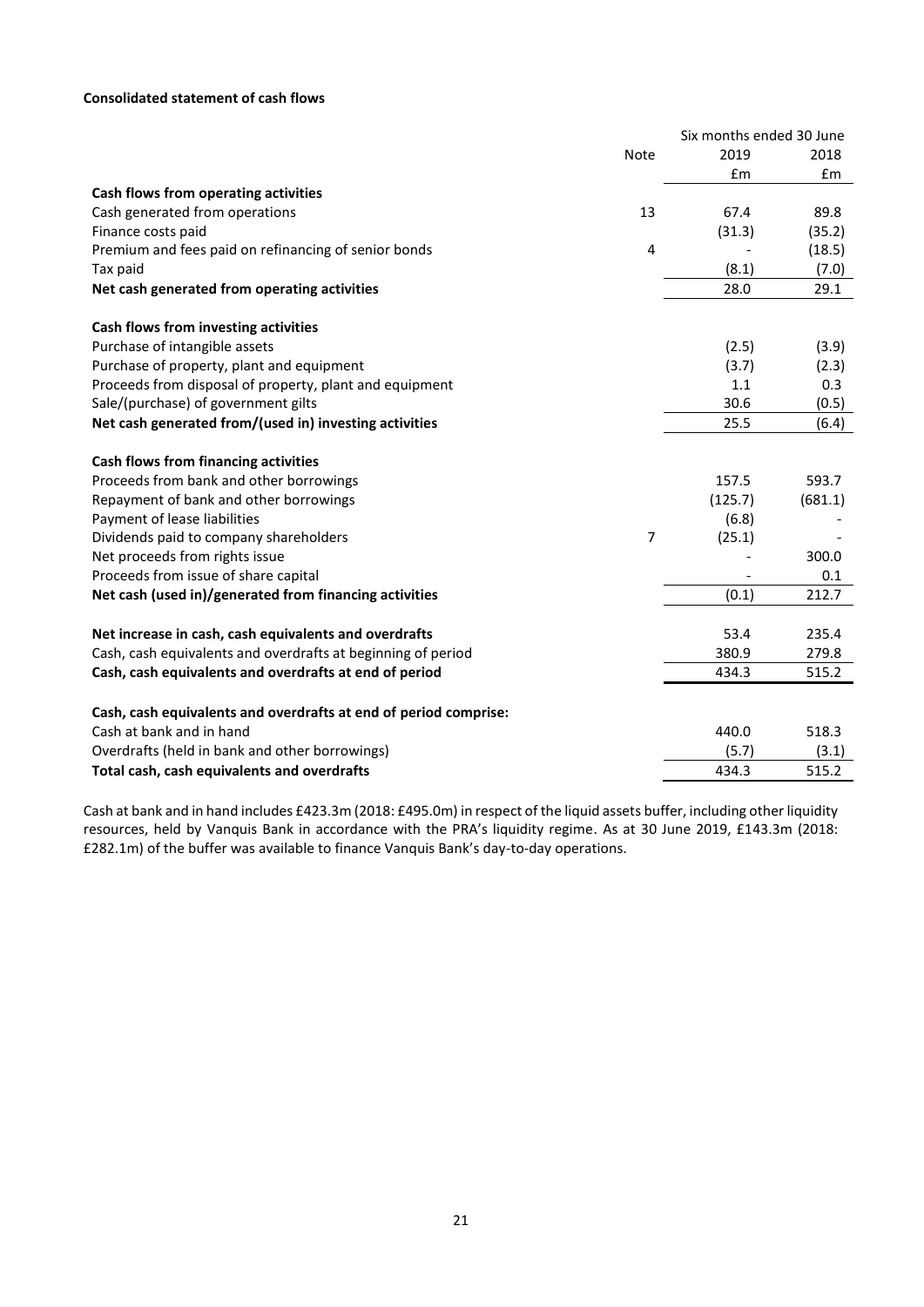**Consolidated statement of cash flows**

| | Note | Six months ended 30 June 2019 | Six months ended 30 June 2018 |
|---|---|---|---|
| | | £m | £m |
| **Cash flows from operating activities** | | | |
| Cash generated from operations | 13 | 67.4 | 89.8 |
| Finance costs paid | | (31.3) | (35.2) |
| Premium and fees paid on refinancing of senior bonds | 4 | - | (18.5) |
| Tax paid | | (8.1) | (7.0) |
| **Net cash generated from operating activities** | | 28.0 | 29.1 |
| | | | |
| **Cash flows from investing activities** | | | |
| Purchase of intangible assets | | (2.5) | (3.9) |
| Purchase of property, plant and equipment | | (3.7) | (2.3) |
| Proceeds from disposal of property, plant and equipment | | 1.1 | 0.3 |
| Sale/(purchase) of government gilts | | 30.6 | (0.5) |
| **Net cash generated from/(used in) investing activities** | | 25.5 | (6.4) |
| | | | |
| **Cash flows from financing activities** | | | |
| Proceeds from bank and other borrowings | | 157.5 | 593.7 |
| Repayment of bank and other borrowings | | (125.7) | (681.1) |
| Payment of lease liabilities | | (6.8) | - |
| Dividends paid to company shareholders | 7 | (25.1) | - |
| Net proceeds from rights issue | | - | 300.0 |
| Proceeds from issue of share capital | | - | 0.1 |
| **Net cash (used in)/generated from financing activities** | | (0.1) | 212.7 |
| | | | |
| **Net increase in cash, cash equivalents and overdrafts** | | 53.4 | 235.4 |
| Cash, cash equivalents and overdrafts at beginning of period | | 380.9 | 279.8 |
| **Cash, cash equivalents and overdrafts at end of period** | | 434.3 | 515.2 |
| | | | |
| **Cash, cash equivalents and overdrafts at end of period comprise:** | | | |
| Cash at bank and in hand | | 440.0 | 518.3 |
| Overdrafts (held in bank and other borrowings) | | (5.7) | (3.1) |
| **Total cash, cash equivalents and overdrafts** | | 434.3 | 515.2 |

Cash at bank and in hand includes £423.3m (2018: £495.0m) in respect of the liquid assets buffer, including other liquidity resources, held by Vanquis Bank in accordance with the PRA's liquidity regime. As at 30 June 2019, £143.3m (2018: £282.1m) of the buffer was available to finance Vanquis Bank's day-to-day operations.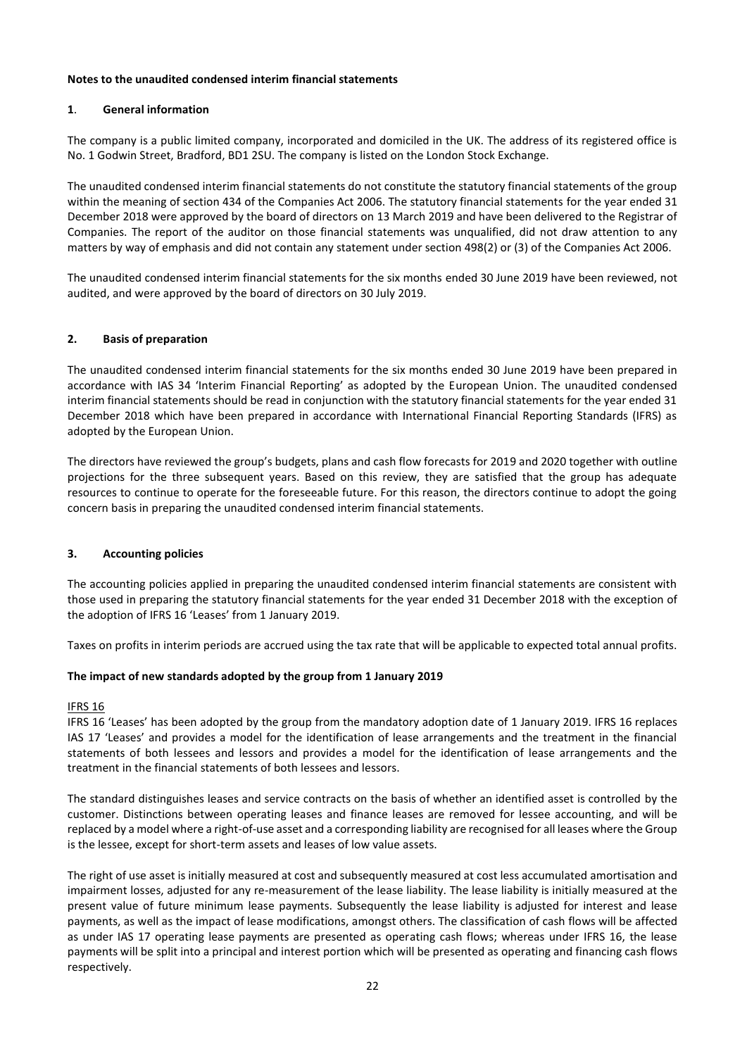**Notes to the unaudited condensed interim financial statements**

## 1. General information

The company is a public limited company, incorporated and domiciled in the UK. The address of its registered office is No. 1 Godwin Street, Bradford, BD1 2SU. The company is listed on the London Stock Exchange.

The unaudited condensed interim financial statements do not constitute the statutory financial statements of the group within the meaning of section 434 of the Companies Act 2006. The statutory financial statements for the year ended 31 December 2018 were approved by the board of directors on 13 March 2019 and have been delivered to the Registrar of Companies. The report of the auditor on those financial statements was unqualified, did not draw attention to any matters by way of emphasis and did not contain any statement under section 498(2) or (3) of the Companies Act 2006.

The unaudited condensed interim financial statements for the six months ended 30 June 2019 have been reviewed, not audited, and were approved by the board of directors on 30 July 2019.

## 2. Basis of preparation

The unaudited condensed interim financial statements for the six months ended 30 June 2019 have been prepared in accordance with IAS 34 'Interim Financial Reporting' as adopted by the European Union. The unaudited condensed interim financial statements should be read in conjunction with the statutory financial statements for the year ended 31 December 2018 which have been prepared in accordance with International Financial Reporting Standards (IFRS) as adopted by the European Union.

The directors have reviewed the group's budgets, plans and cash flow forecasts for 2019 and 2020 together with outline projections for the three subsequent years. Based on this review, they are satisfied that the group has adequate resources to continue to operate for the foreseeable future. For this reason, the directors continue to adopt the going concern basis in preparing the unaudited condensed interim financial statements.

## 3. Accounting policies

The accounting policies applied in preparing the unaudited condensed interim financial statements are consistent with those used in preparing the statutory financial statements for the year ended 31 December 2018 with the exception of the adoption of IFRS 16 'Leases' from 1 January 2019.

Taxes on profits in interim periods are accrued using the tax rate that will be applicable to expected total annual profits.

### The impact of new standards adopted by the group from 1 January 2019

IFRS 16

IFRS 16 'Leases' has been adopted by the group from the mandatory adoption date of 1 January 2019. IFRS 16 replaces IAS 17 'Leases' and provides a model for the identification of lease arrangements and the treatment in the financial statements of both lessees and lessors and provides a model for the identification of lease arrangements and the treatment in the financial statements of both lessees and lessors.

The standard distinguishes leases and service contracts on the basis of whether an identified asset is controlled by the customer. Distinctions between operating leases and finance leases are removed for lessee accounting, and will be replaced by a model where a right-of-use asset and a corresponding liability are recognised for all leases where the Group is the lessee, except for short-term assets and leases of low value assets.

The right of use asset is initially measured at cost and subsequently measured at cost less accumulated amortisation and impairment losses, adjusted for any re-measurement of the lease liability. The lease liability is initially measured at the present value of future minimum lease payments. Subsequently the lease liability is adjusted for interest and lease payments, as well as the impact of lease modifications, amongst others. The classification of cash flows will be affected as under IAS 17 operating lease payments are presented as operating cash flows; whereas under IFRS 16, the lease payments will be split into a principal and interest portion which will be presented as operating and financing cash flows respectively.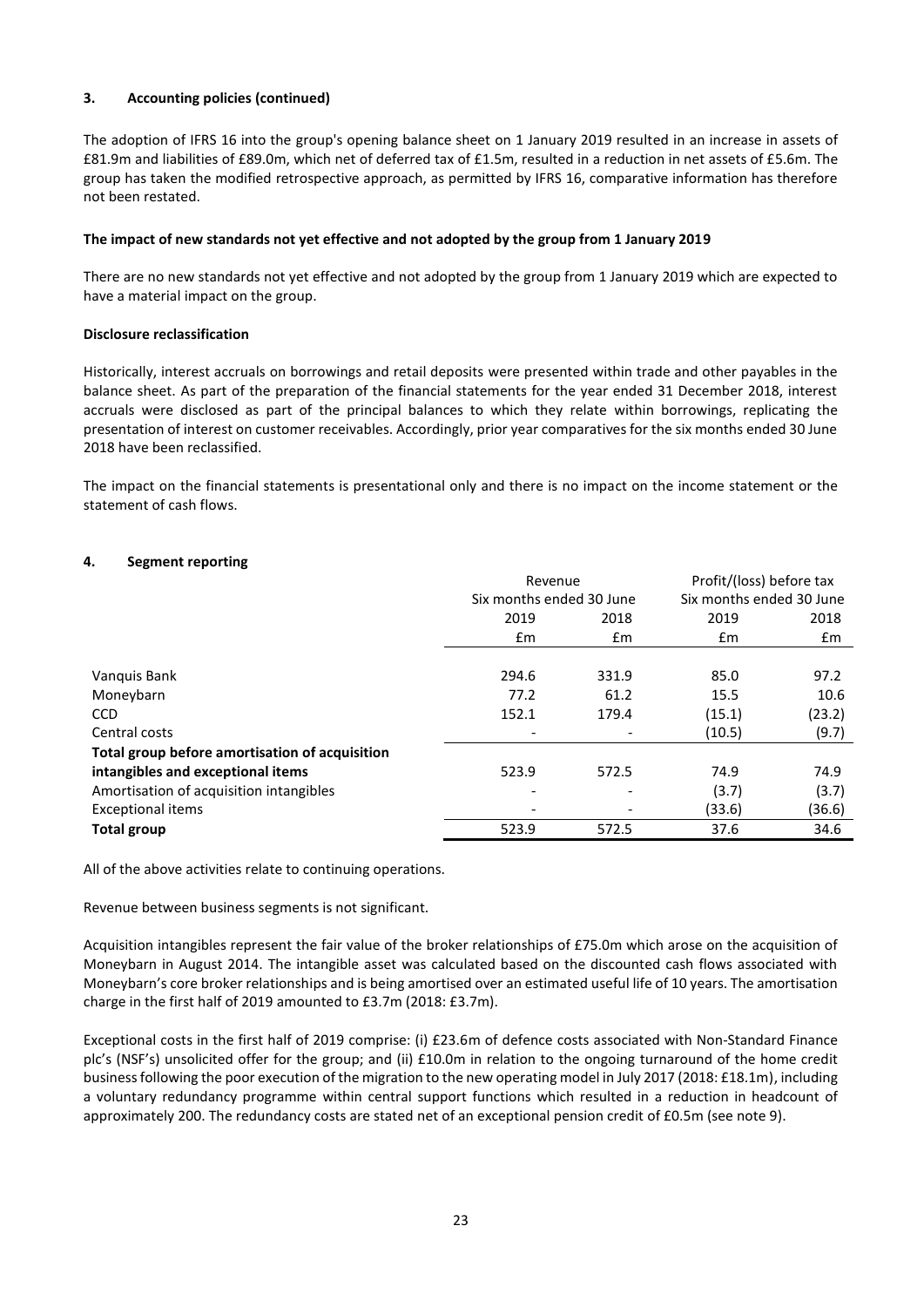### 3. Accounting policies (continued)

The adoption of IFRS 16 into the group's opening balance sheet on 1 January 2019 resulted in an increase in assets of £81.9m and liabilities of £89.0m, which net of deferred tax of £1.5m, resulted in a reduction in net assets of £5.6m. The group has taken the modified retrospective approach, as permitted by IFRS 16, comparative information has therefore not been restated.

**The impact of new standards not yet effective and not adopted by the group from 1 January 2019**

There are no new standards not yet effective and not adopted by the group from 1 January 2019 which are expected to have a material impact on the group.

**Disclosure reclassification**

Historically, interest accruals on borrowings and retail deposits were presented within trade and other payables in the balance sheet. As part of the preparation of the financial statements for the year ended 31 December 2018, interest accruals were disclosed as part of the principal balances to which they relate within borrowings, replicating the presentation of interest on customer receivables. Accordingly, prior year comparatives for the six months ended 30 June 2018 have been reclassified.

The impact on the financial statements is presentational only and there is no impact on the income statement or the statement of cash flows.

### 4. Segment reporting

| | Revenue | | Profit/(loss) before tax | |
|---|---|---|---|---|
| | Six months ended 30 June | | Six months ended 30 June | |
| | 2019 | 2018 | 2019 | 2018 |
| | £m | £m | £m | £m |
| Vanquis Bank | 294.6 | 331.9 | 85.0 | 97.2 |
| Moneybarn | 77.2 | 61.2 | 15.5 | 10.6 |
| CCD | 152.1 | 179.4 | (15.1) | (23.2) |
| Central costs | - | - | (10.5) | (9.7) |
| **Total group before amortisation of acquisition intangibles and exceptional items** | 523.9 | 572.5 | 74.9 | 74.9 |
| Amortisation of acquisition intangibles | - | - | (3.7) | (3.7) |
| Exceptional items | - | - | (33.6) | (36.6) |
| **Total group** | 523.9 | 572.5 | 37.6 | 34.6 |

All of the above activities relate to continuing operations.

Revenue between business segments is not significant.

Acquisition intangibles represent the fair value of the broker relationships of £75.0m which arose on the acquisition of Moneybarn in August 2014. The intangible asset was calculated based on the discounted cash flows associated with Moneybarn's core broker relationships and is being amortised over an estimated useful life of 10 years. The amortisation charge in the first half of 2019 amounted to £3.7m (2018: £3.7m).

Exceptional costs in the first half of 2019 comprise: (i) £23.6m of defence costs associated with Non-Standard Finance plc's (NSF's) unsolicited offer for the group; and (ii) £10.0m in relation to the ongoing turnaround of the home credit business following the poor execution of the migration to the new operating model in July 2017 (2018: £18.1m), including a voluntary redundancy programme within central support functions which resulted in a reduction in headcount of approximately 200. The redundancy costs are stated net of an exceptional pension credit of £0.5m (see note 9).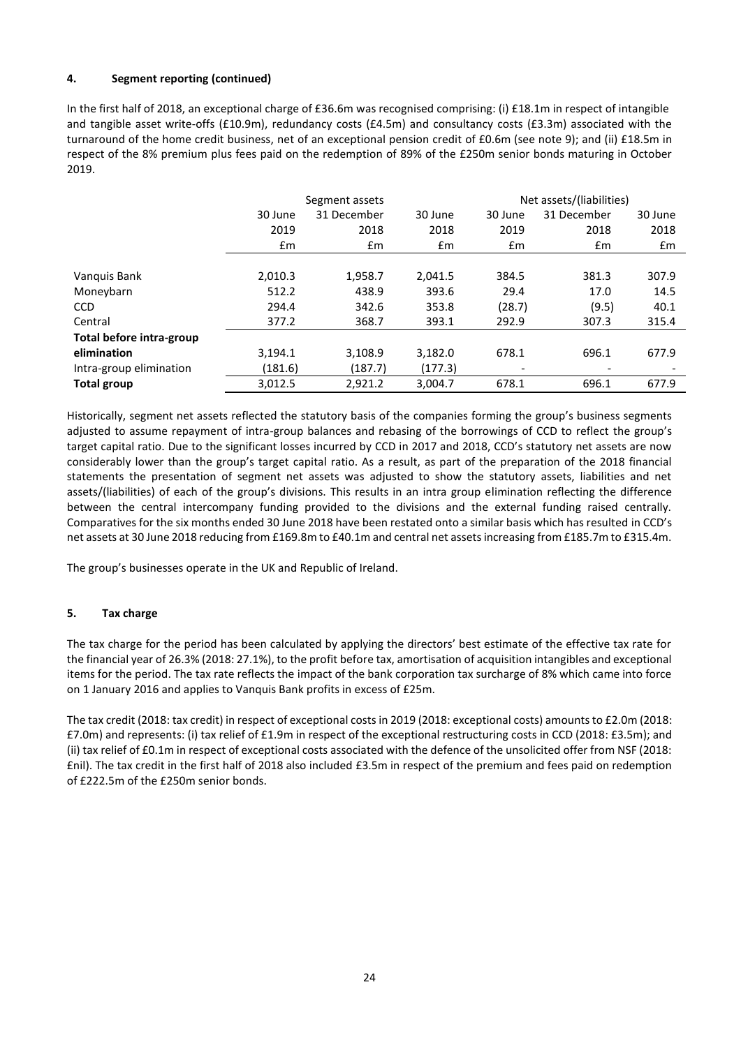#### 4. Segment reporting (continued)

In the first half of 2018, an exceptional charge of £36.6m was recognised comprising: (i) £18.1m in respect of intangible and tangible asset write-offs (£10.9m), redundancy costs (£4.5m) and consultancy costs (£3.3m) associated with the turnaround of the home credit business, net of an exceptional pension credit of £0.6m (see note 9); and (ii) £18.5m in respect of the 8% premium plus fees paid on the redemption of 89% of the £250m senior bonds maturing in October 2019.

| | Segment assets | | | Net assets/(liabilities) | | |
|---|---|---|---|---|---|---|
| | 30 June 2019 | 31 December 2018 | 30 June 2018 | 30 June 2019 | 31 December 2018 | 30 June 2018 |
| | £m | £m | £m | £m | £m | £m |
| Vanquis Bank | 2,010.3 | 1,958.7 | 2,041.5 | 384.5 | 381.3 | 307.9 |
| Moneybarn | 512.2 | 438.9 | 393.6 | 29.4 | 17.0 | 14.5 |
| CCD | 294.4 | 342.6 | 353.8 | (28.7) | (9.5) | 40.1 |
| Central | 377.2 | 368.7 | 393.1 | 292.9 | 307.3 | 315.4 |
| **Total before intra-group elimination** | 3,194.1 | 3,108.9 | 3,182.0 | 678.1 | 696.1 | 677.9 |
| Intra-group elimination | (181.6) | (187.7) | (177.3) | - | - | - |
| **Total group** | 3,012.5 | 2,921.2 | 3,004.7 | 678.1 | 696.1 | 677.9 |

Historically, segment net assets reflected the statutory basis of the companies forming the group's business segments adjusted to assume repayment of intra-group balances and rebasing of the borrowings of CCD to reflect the group's target capital ratio. Due to the significant losses incurred by CCD in 2017 and 2018, CCD's statutory net assets are now considerably lower than the group's target capital ratio. As a result, as part of the preparation of the 2018 financial statements the presentation of segment net assets was adjusted to show the statutory assets, liabilities and net assets/(liabilities) of each of the group's divisions. This results in an intra group elimination reflecting the difference between the central intercompany funding provided to the divisions and the external funding raised centrally. Comparatives for the six months ended 30 June 2018 have been restated onto a similar basis which has resulted in CCD's net assets at 30 June 2018 reducing from £169.8m to £40.1m and central net assets increasing from £185.7m to £315.4m.

The group's businesses operate in the UK and Republic of Ireland.

#### 5. Tax charge

The tax charge for the period has been calculated by applying the directors' best estimate of the effective tax rate for the financial year of 26.3% (2018: 27.1%), to the profit before tax, amortisation of acquisition intangibles and exceptional items for the period. The tax rate reflects the impact of the bank corporation tax surcharge of 8% which came into force on 1 January 2016 and applies to Vanquis Bank profits in excess of £25m.

The tax credit (2018: tax credit) in respect of exceptional costs in 2019 (2018: exceptional costs) amounts to £2.0m (2018: £7.0m) and represents: (i) tax relief of £1.9m in respect of the exceptional restructuring costs in CCD (2018: £3.5m); and (ii) tax relief of £0.1m in respect of exceptional costs associated with the defence of the unsolicited offer from NSF (2018: £nil). The tax credit in the first half of 2018 also included £3.5m in respect of the premium and fees paid on redemption of £222.5m of the £250m senior bonds.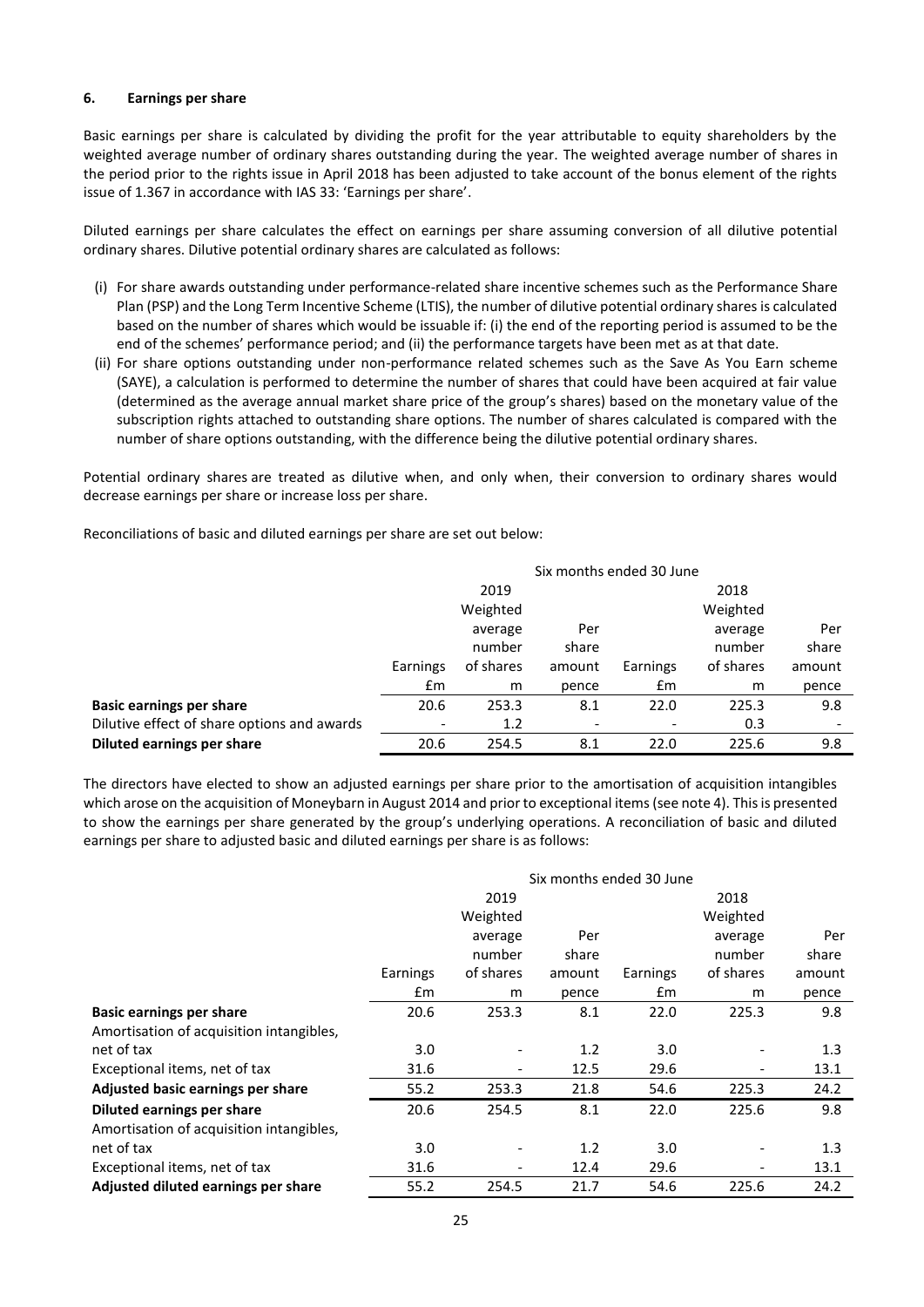### 6. Earnings per share

Basic earnings per share is calculated by dividing the profit for the year attributable to equity shareholders by the weighted average number of ordinary shares outstanding during the year. The weighted average number of shares in the period prior to the rights issue in April 2018 has been adjusted to take account of the bonus element of the rights issue of 1.367 in accordance with IAS 33: 'Earnings per share'.

Diluted earnings per share calculates the effect on earnings per share assuming conversion of all dilutive potential ordinary shares. Dilutive potential ordinary shares are calculated as follows:

(i) For share awards outstanding under performance-related share incentive schemes such as the Performance Share Plan (PSP) and the Long Term Incentive Scheme (LTIS), the number of dilutive potential ordinary shares is calculated based on the number of shares which would be issuable if: (i) the end of the reporting period is assumed to be the end of the schemes' performance period; and (ii) the performance targets have been met as at that date.

(ii) For share options outstanding under non-performance related schemes such as the Save As You Earn scheme (SAYE), a calculation is performed to determine the number of shares that could have been acquired at fair value (determined as the average annual market share price of the group's shares) based on the monetary value of the subscription rights attached to outstanding share options. The number of shares calculated is compared with the number of share options outstanding, with the difference being the dilutive potential ordinary shares.

Potential ordinary shares are treated as dilutive when, and only when, their conversion to ordinary shares would decrease earnings per share or increase loss per share.

Reconciliations of basic and diluted earnings per share are set out below:

| | Six months ended 30 June | | | | | |
|---|---|---|---|---|---|---|
| | | 2019 | | | 2018 | |
| | Earnings £m | Weighted average number of shares m | Per share amount pence | Earnings £m | Weighted average number of shares m | Per share amount pence |
| **Basic earnings per share** | 20.6 | 253.3 | 8.1 | 22.0 | 225.3 | 9.8 |
| Dilutive effect of share options and awards | - | 1.2 | - | - | 0.3 | - |
| **Diluted earnings per share** | 20.6 | 254.5 | 8.1 | 22.0 | 225.6 | 9.8 |

The directors have elected to show an adjusted earnings per share prior to the amortisation of acquisition intangibles which arose on the acquisition of Moneybarn in August 2014 and prior to exceptional items (see note 4). This is presented to show the earnings per share generated by the group's underlying operations. A reconciliation of basic and diluted earnings per share to adjusted basic and diluted earnings per share is as follows:

| | Six months ended 30 June | | | | | |
|---|---|---|---|---|---|---|
| | | 2019 | | | 2018 | |
| | Earnings £m | Weighted average number of shares m | Per share amount pence | Earnings £m | Weighted average number of shares m | Per share amount pence |
| **Basic earnings per share** | 20.6 | 253.3 | 8.1 | 22.0 | 225.3 | 9.8 |
| Amortisation of acquisition intangibles, net of tax | 3.0 | - | 1.2 | 3.0 | - | 1.3 |
| Exceptional items, net of tax | 31.6 | - | 12.5 | 29.6 | - | 13.1 |
| **Adjusted basic earnings per share** | 55.2 | 253.3 | 21.8 | 54.6 | 225.3 | 24.2 |
| **Diluted earnings per share** | 20.6 | 254.5 | 8.1 | 22.0 | 225.6 | 9.8 |
| Amortisation of acquisition intangibles, net of tax | 3.0 | - | 1.2 | 3.0 | - | 1.3 |
| Exceptional items, net of tax | 31.6 | - | 12.4 | 29.6 | - | 13.1 |
| **Adjusted diluted earnings per share** | 55.2 | 254.5 | 21.7 | 54.6 | 225.6 | 24.2 |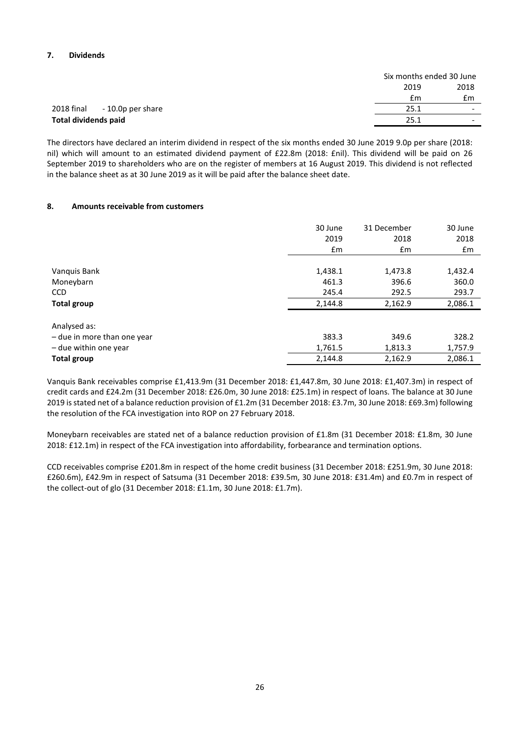### 7. Dividends

| | Six months ended 30 June | |
|---|---|---|
| | 2019 | 2018 |
| | £m | £m |
| 2018 final - 10.0p per share | 25.1 | - |
| **Total dividends paid** | 25.1 | - |

The directors have declared an interim dividend in respect of the six months ended 30 June 2019 9.0p per share (2018: nil) which will amount to an estimated dividend payment of £22.8m (2018: £nil). This dividend will be paid on 26 September 2019 to shareholders who are on the register of members at 16 August 2019. This dividend is not reflected in the balance sheet as at 30 June 2019 as it will be paid after the balance sheet date.

### 8. Amounts receivable from customers

| | 30 June 2019 | 31 December 2018 | 30 June 2018 |
|---|---|---|---|
| | £m | £m | £m |
| Vanquis Bank | 1,438.1 | 1,473.8 | 1,432.4 |
| Moneybarn | 461.3 | 396.6 | 360.0 |
| CCD | 245.4 | 292.5 | 293.7 |
| **Total group** | 2,144.8 | 2,162.9 | 2,086.1 |
| Analysed as: | | | |
| – due in more than one year | 383.3 | 349.6 | 328.2 |
| – due within one year | 1,761.5 | 1,813.3 | 1,757.9 |
| **Total group** | 2,144.8 | 2,162.9 | 2,086.1 |

Vanquis Bank receivables comprise £1,413.9m (31 December 2018: £1,447.8m, 30 June 2018: £1,407.3m) in respect of credit cards and £24.2m (31 December 2018: £26.0m, 30 June 2018: £25.1m) in respect of loans. The balance at 30 June 2019 is stated net of a balance reduction provision of £1.2m (31 December 2018: £3.7m, 30 June 2018: £69.3m) following the resolution of the FCA investigation into ROP on 27 February 2018.

Moneybarn receivables are stated net of a balance reduction provision of £1.8m (31 December 2018: £1.8m, 30 June 2018: £12.1m) in respect of the FCA investigation into affordability, forbearance and termination options.

CCD receivables comprise £201.8m in respect of the home credit business (31 December 2018: £251.9m, 30 June 2018: £260.6m), £42.9m in respect of Satsuma (31 December 2018: £39.5m, 30 June 2018: £31.4m) and £0.7m in respect of the collect-out of glo (31 December 2018: £1.1m, 30 June 2018: £1.7m).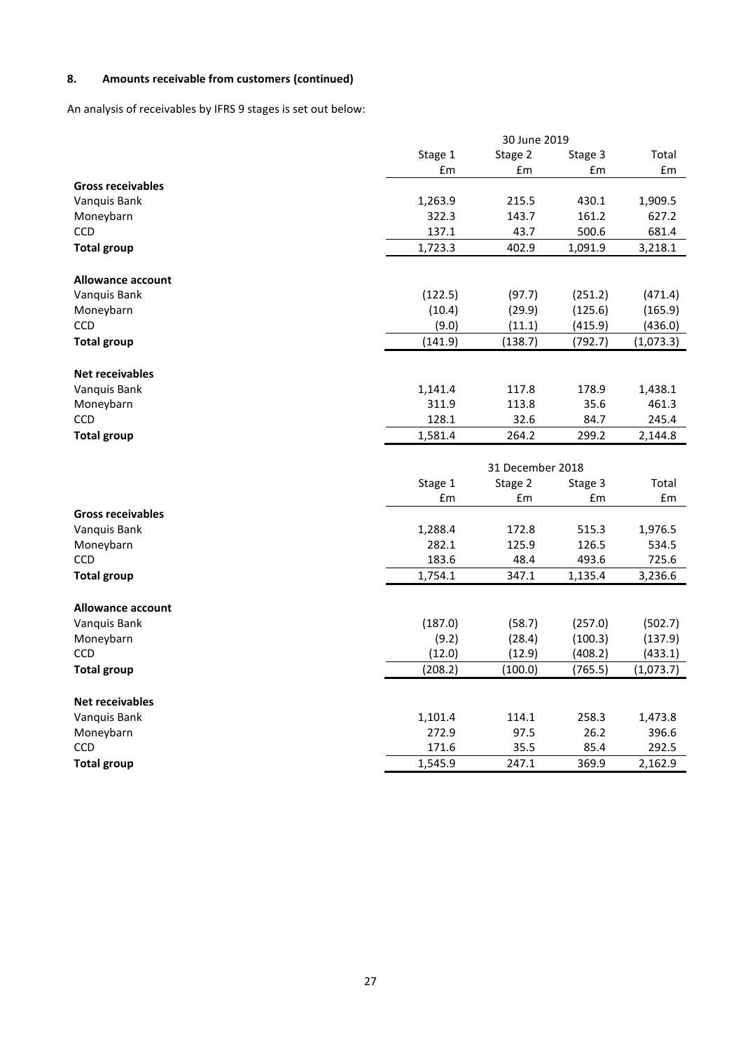#### 8. Amounts receivable from customers (continued)

An analysis of receivables by IFRS 9 stages is set out below:

| | 30 June 2019 | | | |
|---|---|---|---|---|
| | Stage 1 | Stage 2 | Stage 3 | Total |
| | £m | £m | £m | £m |
| **Gross receivables** | | | | |
| Vanquis Bank | 1,263.9 | 215.5 | 430.1 | 1,909.5 |
| Moneybarn | 322.3 | 143.7 | 161.2 | 627.2 |
| CCD | 137.1 | 43.7 | 500.6 | 681.4 |
| **Total group** | 1,723.3 | 402.9 | 1,091.9 | 3,218.1 |
| **Allowance account** | | | | |
| Vanquis Bank | (122.5) | (97.7) | (251.2) | (471.4) |
| Moneybarn | (10.4) | (29.9) | (125.6) | (165.9) |
| CCD | (9.0) | (11.1) | (415.9) | (436.0) |
| **Total group** | (141.9) | (138.7) | (792.7) | (1,073.3) |
| **Net receivables** | | | | |
| Vanquis Bank | 1,141.4 | 117.8 | 178.9 | 1,438.1 |
| Moneybarn | 311.9 | 113.8 | 35.6 | 461.3 |
| CCD | 128.1 | 32.6 | 84.7 | 245.4 |
| **Total group** | 1,581.4 | 264.2 | 299.2 | 2,144.8 |

| | 31 December 2018 | | | |
|---|---|---|---|---|
| | Stage 1 | Stage 2 | Stage 3 | Total |
| | £m | £m | £m | £m |
| **Gross receivables** | | | | |
| Vanquis Bank | 1,288.4 | 172.8 | 515.3 | 1,976.5 |
| Moneybarn | 282.1 | 125.9 | 126.5 | 534.5 |
| CCD | 183.6 | 48.4 | 493.6 | 725.6 |
| **Total group** | 1,754.1 | 347.1 | 1,135.4 | 3,236.6 |
| **Allowance account** | | | | |
| Vanquis Bank | (187.0) | (58.7) | (257.0) | (502.7) |
| Moneybarn | (9.2) | (28.4) | (100.3) | (137.9) |
| CCD | (12.0) | (12.9) | (408.2) | (433.1) |
| **Total group** | (208.2) | (100.0) | (765.5) | (1,073.7) |
| **Net receivables** | | | | |
| Vanquis Bank | 1,101.4 | 114.1 | 258.3 | 1,473.8 |
| Moneybarn | 272.9 | 97.5 | 26.2 | 396.6 |
| CCD | 171.6 | 35.5 | 85.4 | 292.5 |
| **Total group** | 1,545.9 | 247.1 | 369.9 | 2,162.9 |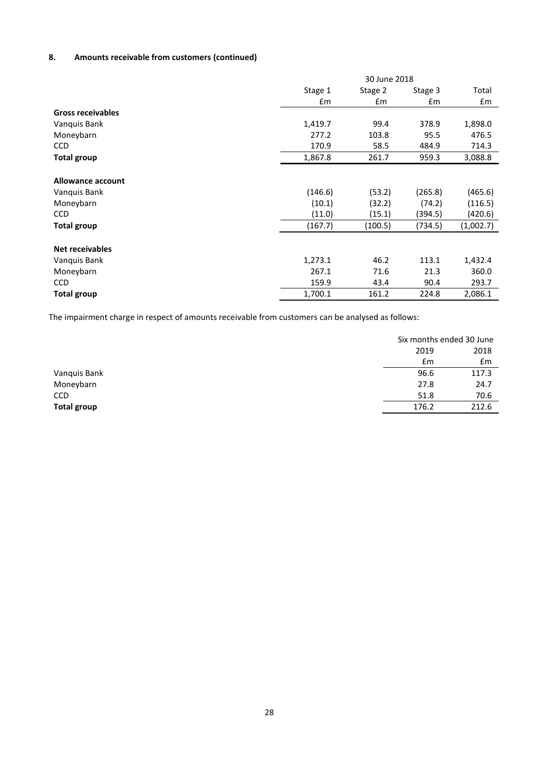## 8. Amounts receivable from customers (continued)

| | 30 June 2018 | | | |
|---|---|---|---|---|
| | Stage 1 | Stage 2 | Stage 3 | Total |
| | £m | £m | £m | £m |
| **Gross receivables** | | | | |
| Vanquis Bank | 1,419.7 | 99.4 | 378.9 | 1,898.0 |
| Moneybarn | 277.2 | 103.8 | 95.5 | 476.5 |
| CCD | 170.9 | 58.5 | 484.9 | 714.3 |
| **Total group** | 1,867.8 | 261.7 | 959.3 | 3,088.8 |
| **Allowance account** | | | | |
| Vanquis Bank | (146.6) | (53.2) | (265.8) | (465.6) |
| Moneybarn | (10.1) | (32.2) | (74.2) | (116.5) |
| CCD | (11.0) | (15.1) | (394.5) | (420.6) |
| **Total group** | (167.7) | (100.5) | (734.5) | (1,002.7) |
| **Net receivables** | | | | |
| Vanquis Bank | 1,273.1 | 46.2 | 113.1 | 1,432.4 |
| Moneybarn | 267.1 | 71.6 | 21.3 | 360.0 |
| CCD | 159.9 | 43.4 | 90.4 | 293.7 |
| **Total group** | 1,700.1 | 161.2 | 224.8 | 2,086.1 |

The impairment charge in respect of amounts receivable from customers can be analysed as follows:

| | Six months ended 30 June | |
|---|---|---|
| | 2019 | 2018 |
| | £m | £m |
| Vanquis Bank | 96.6 | 117.3 |
| Moneybarn | 27.8 | 24.7 |
| CCD | 51.8 | 70.6 |
| **Total group** | 176.2 | 212.6 |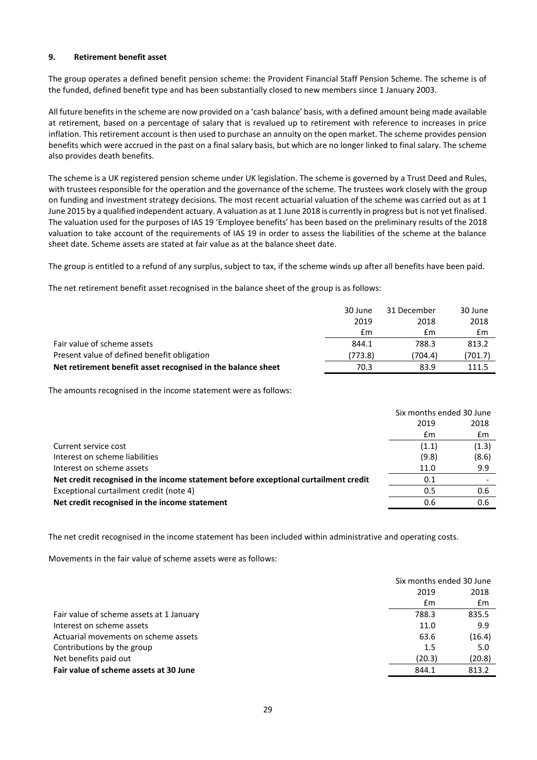## 9. Retirement benefit asset

The group operates a defined benefit pension scheme: the Provident Financial Staff Pension Scheme. The scheme is of the funded, defined benefit type and has been substantially closed to new members since 1 January 2003.

All future benefits in the scheme are now provided on a 'cash balance' basis, with a defined amount being made available at retirement, based on a percentage of salary that is revalued up to retirement with reference to increases in price inflation. This retirement account is then used to purchase an annuity on the open market. The scheme provides pension benefits which were accrued in the past on a final salary basis, but which are no longer linked to final salary. The scheme also provides death benefits.

The scheme is a UK registered pension scheme under UK legislation. The scheme is governed by a Trust Deed and Rules, with trustees responsible for the operation and the governance of the scheme. The trustees work closely with the group on funding and investment strategy decisions. The most recent actuarial valuation of the scheme was carried out as at 1 June 2015 by a qualified independent actuary. A valuation as at 1 June 2018 is currently in progress but is not yet finalised. The valuation used for the purposes of IAS 19 'Employee benefits' has been based on the preliminary results of the 2018 valuation to take account of the requirements of IAS 19 in order to assess the liabilities of the scheme at the balance sheet date. Scheme assets are stated at fair value as at the balance sheet date.

The group is entitled to a refund of any surplus, subject to tax, if the scheme winds up after all benefits have been paid.

The net retirement benefit asset recognised in the balance sheet of the group is as follows:

| | 30 June 2019 £m | 31 December 2018 £m | 30 June 2018 £m |
|---|---|---|---|
| Fair value of scheme assets | 844.1 | 788.3 | 813.2 |
| Present value of defined benefit obligation | (773.8) | (704.4) | (701.7) |
| **Net retirement benefit asset recognised in the balance sheet** | **70.3** | **83.9** | **111.5** |

The amounts recognised in the income statement were as follows:

| | Six months ended 30 June | |
|---|---|---|
| | 2019 £m | 2018 £m |
| Current service cost | (1.1) | (1.3) |
| Interest on scheme liabilities | (9.8) | (8.6) |
| Interest on scheme assets | 11.0 | 9.9 |
| **Net credit recognised in the income statement before exceptional curtailment credit** | **0.1** | **-** |
| Exceptional curtailment credit (note 4) | 0.5 | 0.6 |
| **Net credit recognised in the income statement** | **0.6** | **0.6** |

The net credit recognised in the income statement has been included within administrative and operating costs.

Movements in the fair value of scheme assets were as follows:

| | Six months ended 30 June | |
|---|---|---|
| | 2019 £m | 2018 £m |
| Fair value of scheme assets at 1 January | 788.3 | 835.5 |
| Interest on scheme assets | 11.0 | 9.9 |
| Actuarial movements on scheme assets | 63.6 | (16.4) |
| Contributions by the group | 1.5 | 5.0 |
| Net benefits paid out | (20.3) | (20.8) |
| **Fair value of scheme assets at 30 June** | **844.1** | **813.2** |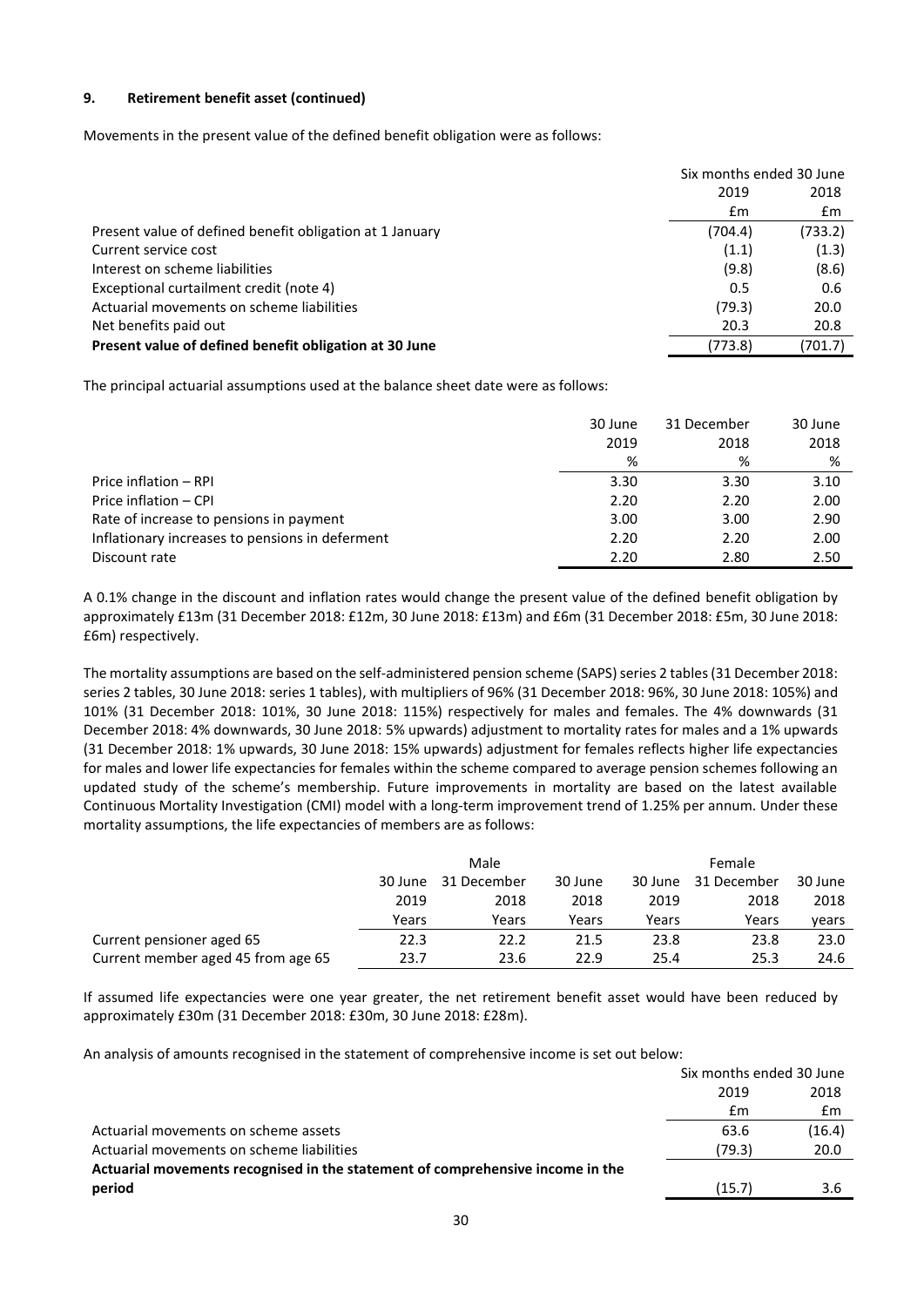### 9. Retirement benefit asset (continued)

Movements in the present value of the defined benefit obligation were as follows:

| | Six months ended 30 June | |
|---|---|---|
| | 2019 | 2018 |
| | £m | £m |
| Present value of defined benefit obligation at 1 January | (704.4) | (733.2) |
| Current service cost | (1.1) | (1.3) |
| Interest on scheme liabilities | (9.8) | (8.6) |
| Exceptional curtailment credit (note 4) | 0.5 | 0.6 |
| Actuarial movements on scheme liabilities | (79.3) | 20.0 |
| Net benefits paid out | 20.3 | 20.8 |
| **Present value of defined benefit obligation at 30 June** | (773.8) | (701.7) |

The principal actuarial assumptions used at the balance sheet date were as follows:

| | 30 June 2019 | 31 December 2018 | 30 June 2018 |
|---|---|---|---|
| | % | % | % |
| Price inflation – RPI | 3.30 | 3.30 | 3.10 |
| Price inflation – CPI | 2.20 | 2.20 | 2.00 |
| Rate of increase to pensions in payment | 3.00 | 3.00 | 2.90 |
| Inflationary increases to pensions in deferment | 2.20 | 2.20 | 2.00 |
| Discount rate | 2.20 | 2.80 | 2.50 |

A 0.1% change in the discount and inflation rates would change the present value of the defined benefit obligation by approximately £13m (31 December 2018: £12m, 30 June 2018: £13m) and £6m (31 December 2018: £5m, 30 June 2018: £6m) respectively.

The mortality assumptions are based on the self-administered pension scheme (SAPS) series 2 tables (31 December 2018: series 2 tables, 30 June 2018: series 1 tables), with multipliers of 96% (31 December 2018: 96%, 30 June 2018: 105%) and 101% (31 December 2018: 101%, 30 June 2018: 115%) respectively for males and females. The 4% downwards (31 December 2018: 4% downwards, 30 June 2018: 5% upwards) adjustment to mortality rates for males and a 1% upwards (31 December 2018: 1% upwards, 30 June 2018: 15% upwards) adjustment for females reflects higher life expectancies for males and lower life expectancies for females within the scheme compared to average pension schemes following an updated study of the scheme's membership. Future improvements in mortality are based on the latest available Continuous Mortality Investigation (CMI) model with a long-term improvement trend of 1.25% per annum. Under these mortality assumptions, the life expectancies of members are as follows:

| | Male | | | Female | | |
|---|---|---|---|---|---|---|
| | 30 June 2019 | 31 December 2018 | 30 June 2018 | 30 June 2019 | 31 December 2018 | 30 June 2018 |
| | Years | Years | Years | Years | Years | years |
| Current pensioner aged 65 | 22.3 | 22.2 | 21.5 | 23.8 | 23.8 | 23.0 |
| Current member aged 45 from age 65 | 23.7 | 23.6 | 22.9 | 25.4 | 25.3 | 24.6 |

If assumed life expectancies were one year greater, the net retirement benefit asset would have been reduced by approximately £30m (31 December 2018: £30m, 30 June 2018: £28m).

An analysis of amounts recognised in the statement of comprehensive income is set out below:

| | Six months ended 30 June | |
|---|---|---|
| | 2019 | 2018 |
| | £m | £m |
| Actuarial movements on scheme assets | 63.6 | (16.4) |
| Actuarial movements on scheme liabilities | (79.3) | 20.0 |
| **Actuarial movements recognised in the statement of comprehensive income in the period** | (15.7) | 3.6 |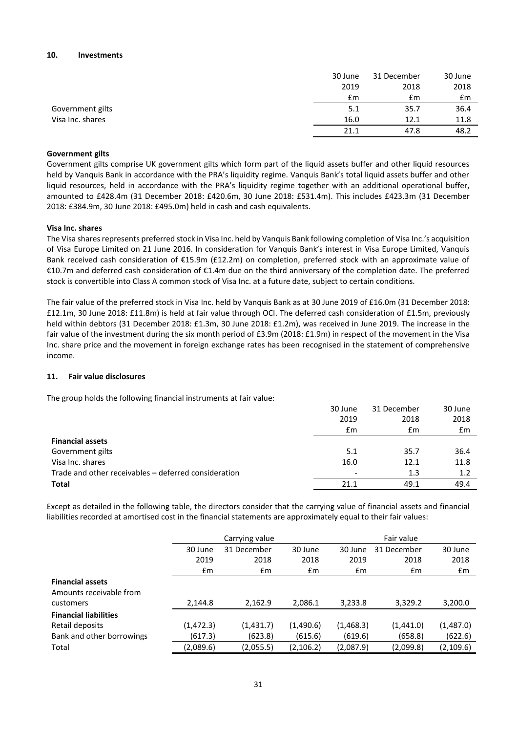## 10. Investments

| | 30 June 2019 £m | 31 December 2018 £m | 30 June 2018 £m |
|---|---|---|---|
| Government gilts | 5.1 | 35.7 | 36.4 |
| Visa Inc. shares | 16.0 | 12.1 | 11.8 |
| | 21.1 | 47.8 | 48.2 |

**Government gilts**

Government gilts comprise UK government gilts which form part of the liquid assets buffer and other liquid resources held by Vanquis Bank in accordance with the PRA's liquidity regime. Vanquis Bank's total liquid assets buffer and other liquid resources, held in accordance with the PRA's liquidity regime together with an additional operational buffer, amounted to £428.4m (31 December 2018: £420.6m, 30 June 2018: £531.4m). This includes £423.3m (31 December 2018: £384.9m, 30 June 2018: £495.0m) held in cash and cash equivalents.

**Visa Inc. shares**

The Visa shares represents preferred stock in Visa Inc. held by Vanquis Bank following completion of Visa Inc.'s acquisition of Visa Europe Limited on 21 June 2016. In consideration for Vanquis Bank's interest in Visa Europe Limited, Vanquis Bank received cash consideration of €15.9m (£12.2m) on completion, preferred stock with an approximate value of €10.7m and deferred cash consideration of €1.4m due on the third anniversary of the completion date. The preferred stock is convertible into Class A common stock of Visa Inc. at a future date, subject to certain conditions.

The fair value of the preferred stock in Visa Inc. held by Vanquis Bank as at 30 June 2019 of £16.0m (31 December 2018: £12.1m, 30 June 2018: £11.8m) is held at fair value through OCI. The deferred cash consideration of £1.5m, previously held within debtors (31 December 2018: £1.3m, 30 June 2018: £1.2m), was received in June 2019. The increase in the fair value of the investment during the six month period of £3.9m (2018: £1.9m) in respect of the movement in the Visa Inc. share price and the movement in foreign exchange rates has been recognised in the statement of comprehensive income.

## 11. Fair value disclosures

The group holds the following financial instruments at fair value:

| | 30 June 2019 £m | 31 December 2018 £m | 30 June 2018 £m |
|---|---|---|---|
| **Financial assets** | | | |
| Government gilts | 5.1 | 35.7 | 36.4 |
| Visa Inc. shares | 16.0 | 12.1 | 11.8 |
| Trade and other receivables – deferred consideration | - | 1.3 | 1.2 |
| **Total** | 21.1 | 49.1 | 49.4 |

Except as detailed in the following table, the directors consider that the carrying value of financial assets and financial liabilities recorded at amortised cost in the financial statements are approximately equal to their fair values:

| | Carrying value | | | Fair value | | |
|---|---|---|---|---|---|---|
| | 30 June 2019 £m | 31 December 2018 £m | 30 June 2018 £m | 30 June 2019 £m | 31 December 2018 £m | 30 June 2018 £m |
| **Financial assets** | | | | | | |
| Amounts receivable from customers | 2,144.8 | 2,162.9 | 2,086.1 | 3,233.8 | 3,329.2 | 3,200.0 |
| **Financial liabilities** | | | | | | |
| Retail deposits | (1,472.3) | (1,431.7) | (1,490.6) | (1,468.3) | (1,441.0) | (1,487.0) |
| Bank and other borrowings | (617.3) | (623.8) | (615.6) | (619.6) | (658.8) | (622.6) |
| Total | (2,089.6) | (2,055.5) | (2,106.2) | (2,087.9) | (2,099.8) | (2,109.6) |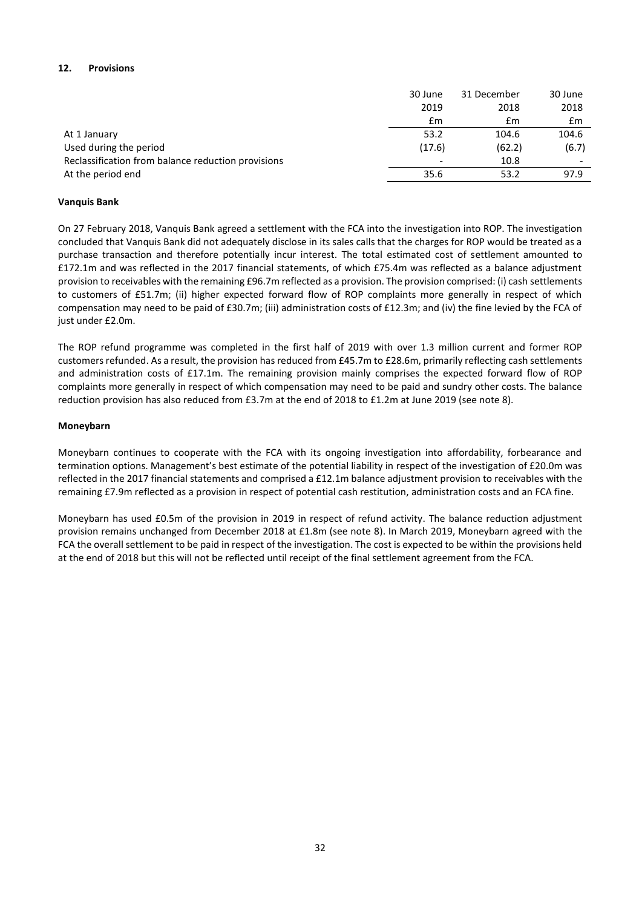## 12. Provisions

| | 30 June 2019 | 31 December 2018 | 30 June 2018 |
|---|---|---|---|
| | £m | £m | £m |
| At 1 January | 53.2 | 104.6 | 104.6 |
| Used during the period | (17.6) | (62.2) | (6.7) |
| Reclassification from balance reduction provisions | - | 10.8 | - |
| At the period end | 35.6 | 53.2 | 97.9 |

**Vanquis Bank**

On 27 February 2018, Vanquis Bank agreed a settlement with the FCA into the investigation into ROP. The investigation concluded that Vanquis Bank did not adequately disclose in its sales calls that the charges for ROP would be treated as a purchase transaction and therefore potentially incur interest. The total estimated cost of settlement amounted to £172.1m and was reflected in the 2017 financial statements, of which £75.4m was reflected as a balance adjustment provision to receivables with the remaining £96.7m reflected as a provision. The provision comprised: (i) cash settlements to customers of £51.7m; (ii) higher expected forward flow of ROP complaints more generally in respect of which compensation may need to be paid of £30.7m; (iii) administration costs of £12.3m; and (iv) the fine levied by the FCA of just under £2.0m.

The ROP refund programme was completed in the first half of 2019 with over 1.3 million current and former ROP customers refunded. As a result, the provision has reduced from £45.7m to £28.6m, primarily reflecting cash settlements and administration costs of £17.1m. The remaining provision mainly comprises the expected forward flow of ROP complaints more generally in respect of which compensation may need to be paid and sundry other costs. The balance reduction provision has also reduced from £3.7m at the end of 2018 to £1.2m at June 2019 (see note 8).

**Moneybarn**

Moneybarn continues to cooperate with the FCA with its ongoing investigation into affordability, forbearance and termination options. Management's best estimate of the potential liability in respect of the investigation of £20.0m was reflected in the 2017 financial statements and comprised a £12.1m balance adjustment provision to receivables with the remaining £7.9m reflected as a provision in respect of potential cash restitution, administration costs and an FCA fine.

Moneybarn has used £0.5m of the provision in 2019 in respect of refund activity. The balance reduction adjustment provision remains unchanged from December 2018 at £1.8m (see note 8). In March 2019, Moneybarn agreed with the FCA the overall settlement to be paid in respect of the investigation. The cost is expected to be within the provisions held at the end of 2018 but this will not be reflected until receipt of the final settlement agreement from the FCA.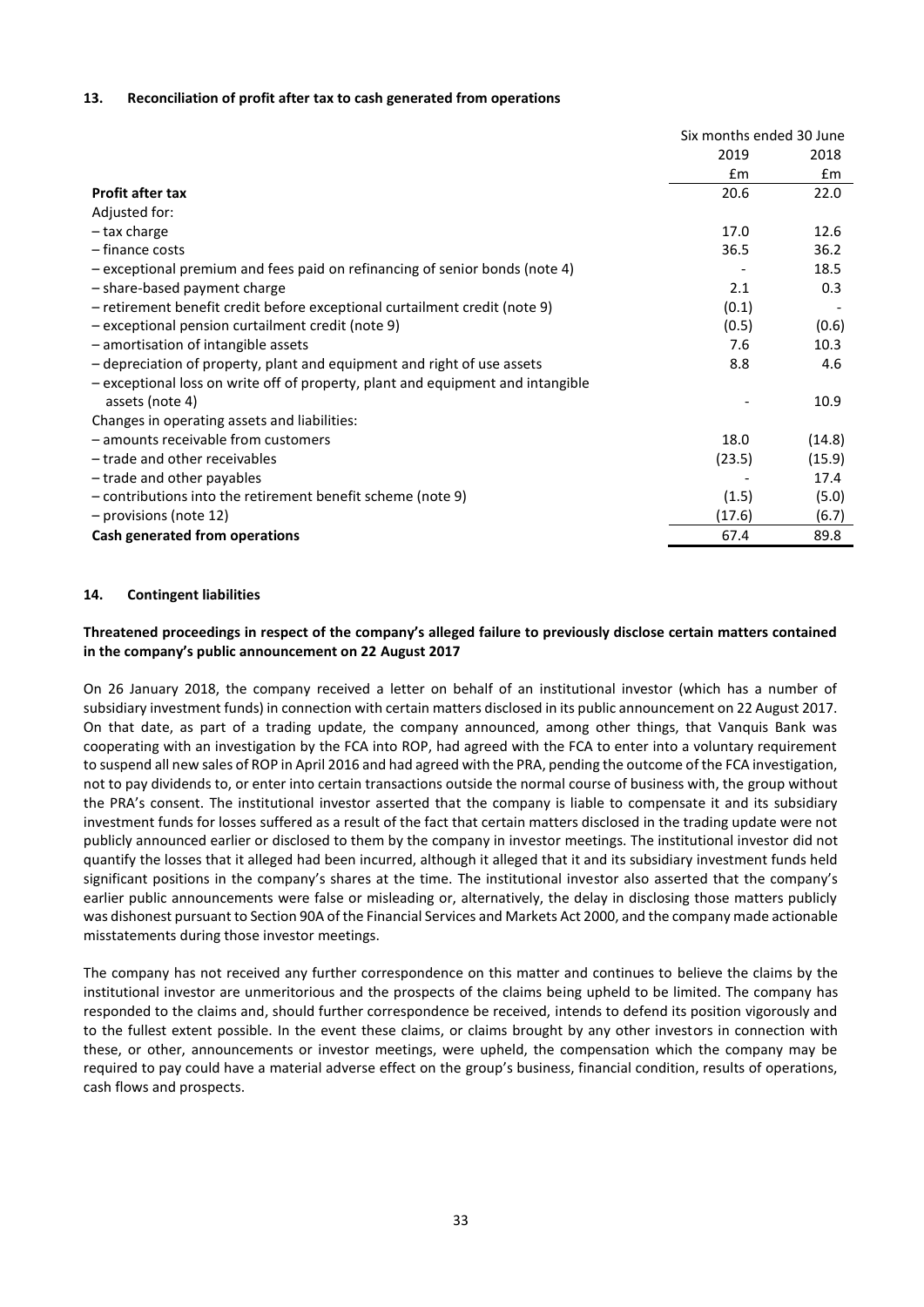### 13. Reconciliation of profit after tax to cash generated from operations

| | Six months ended 30 June | |
|---|---|---|
| | 2019 | 2018 |
| | £m | £m |
| **Profit after tax** | 20.6 | 22.0 |
| Adjusted for: | | |
| – tax charge | 17.0 | 12.6 |
| – finance costs | 36.5 | 36.2 |
| – exceptional premium and fees paid on refinancing of senior bonds (note 4) | - | 18.5 |
| – share-based payment charge | 2.1 | 0.3 |
| – retirement benefit credit before exceptional curtailment credit (note 9) | (0.1) | - |
| – exceptional pension curtailment credit (note 9) | (0.5) | (0.6) |
| – amortisation of intangible assets | 7.6 | 10.3 |
| – depreciation of property, plant and equipment and right of use assets | 8.8 | 4.6 |
| – exceptional loss on write off of property, plant and equipment and intangible assets (note 4) | - | 10.9 |
| Changes in operating assets and liabilities: | | |
| – amounts receivable from customers | 18.0 | (14.8) |
| – trade and other receivables | (23.5) | (15.9) |
| – trade and other payables | - | 17.4 |
| – contributions into the retirement benefit scheme (note 9) | (1.5) | (5.0) |
| – provisions (note 12) | (17.6) | (6.7) |
| **Cash generated from operations** | 67.4 | 89.8 |

### 14. Contingent liabilities

**Threatened proceedings in respect of the company's alleged failure to previously disclose certain matters contained in the company's public announcement on 22 August 2017**

On 26 January 2018, the company received a letter on behalf of an institutional investor (which has a number of subsidiary investment funds) in connection with certain matters disclosed in its public announcement on 22 August 2017. On that date, as part of a trading update, the company announced, among other things, that Vanquis Bank was cooperating with an investigation by the FCA into ROP, had agreed with the FCA to enter into a voluntary requirement to suspend all new sales of ROP in April 2016 and had agreed with the PRA, pending the outcome of the FCA investigation, not to pay dividends to, or enter into certain transactions outside the normal course of business with, the group without the PRA's consent. The institutional investor asserted that the company is liable to compensate it and its subsidiary investment funds for losses suffered as a result of the fact that certain matters disclosed in the trading update were not publicly announced earlier or disclosed to them by the company in investor meetings. The institutional investor did not quantify the losses that it alleged had been incurred, although it alleged that it and its subsidiary investment funds held significant positions in the company's shares at the time. The institutional investor also asserted that the company's earlier public announcements were false or misleading or, alternatively, the delay in disclosing those matters publicly was dishonest pursuant to Section 90A of the Financial Services and Markets Act 2000, and the company made actionable misstatements during those investor meetings.

The company has not received any further correspondence on this matter and continues to believe the claims by the institutional investor are unmeritorious and the prospects of the claims being upheld to be limited. The company has responded to the claims and, should further correspondence be received, intends to defend its position vigorously and to the fullest extent possible. In the event these claims, or claims brought by any other investors in connection with these, or other, announcements or investor meetings, were upheld, the compensation which the company may be required to pay could have a material adverse effect on the group's business, financial condition, results of operations, cash flows and prospects.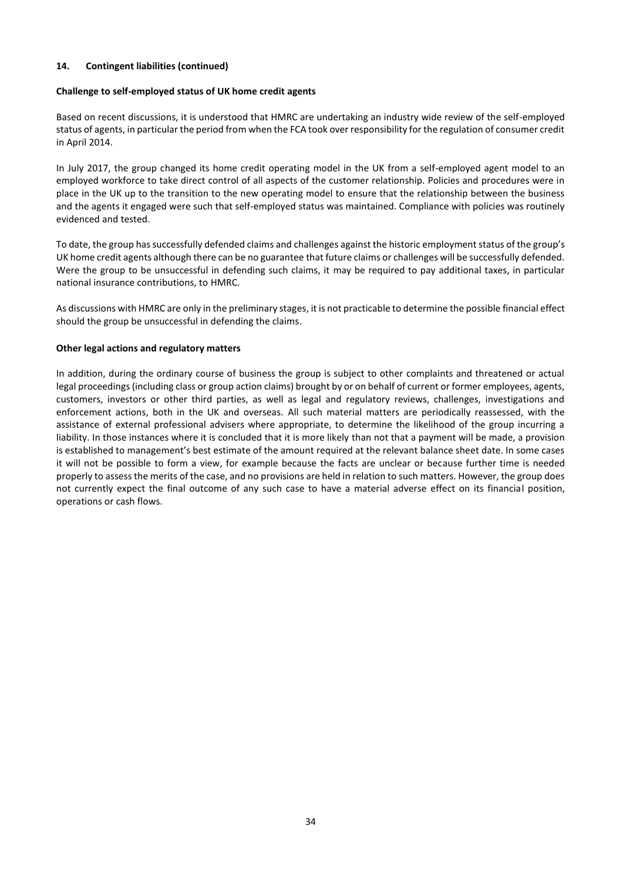### 14. Contingent liabilities (continued)

**Challenge to self-employed status of UK home credit agents**

Based on recent discussions, it is understood that HMRC are undertaking an industry wide review of the self-employed status of agents, in particular the period from when the FCA took over responsibility for the regulation of consumer credit in April 2014.

In July 2017, the group changed its home credit operating model in the UK from a self-employed agent model to an employed workforce to take direct control of all aspects of the customer relationship. Policies and procedures were in place in the UK up to the transition to the new operating model to ensure that the relationship between the business and the agents it engaged were such that self-employed status was maintained. Compliance with policies was routinely evidenced and tested.

To date, the group has successfully defended claims and challenges against the historic employment status of the group's UK home credit agents although there can be no guarantee that future claims or challenges will be successfully defended. Were the group to be unsuccessful in defending such claims, it may be required to pay additional taxes, in particular national insurance contributions, to HMRC.

As discussions with HMRC are only in the preliminary stages, it is not practicable to determine the possible financial effect should the group be unsuccessful in defending the claims.

**Other legal actions and regulatory matters**

In addition, during the ordinary course of business the group is subject to other complaints and threatened or actual legal proceedings (including class or group action claims) brought by or on behalf of current or former employees, agents, customers, investors or other third parties, as well as legal and regulatory reviews, challenges, investigations and enforcement actions, both in the UK and overseas. All such material matters are periodically reassessed, with the assistance of external professional advisers where appropriate, to determine the likelihood of the group incurring a liability. In those instances where it is concluded that it is more likely than not that a payment will be made, a provision is established to management's best estimate of the amount required at the relevant balance sheet date. In some cases it will not be possible to form a view, for example because the facts are unclear or because further time is needed properly to assess the merits of the case, and no provisions are held in relation to such matters. However, the group does not currently expect the final outcome of any such case to have a material adverse effect on its financial position, operations or cash flows.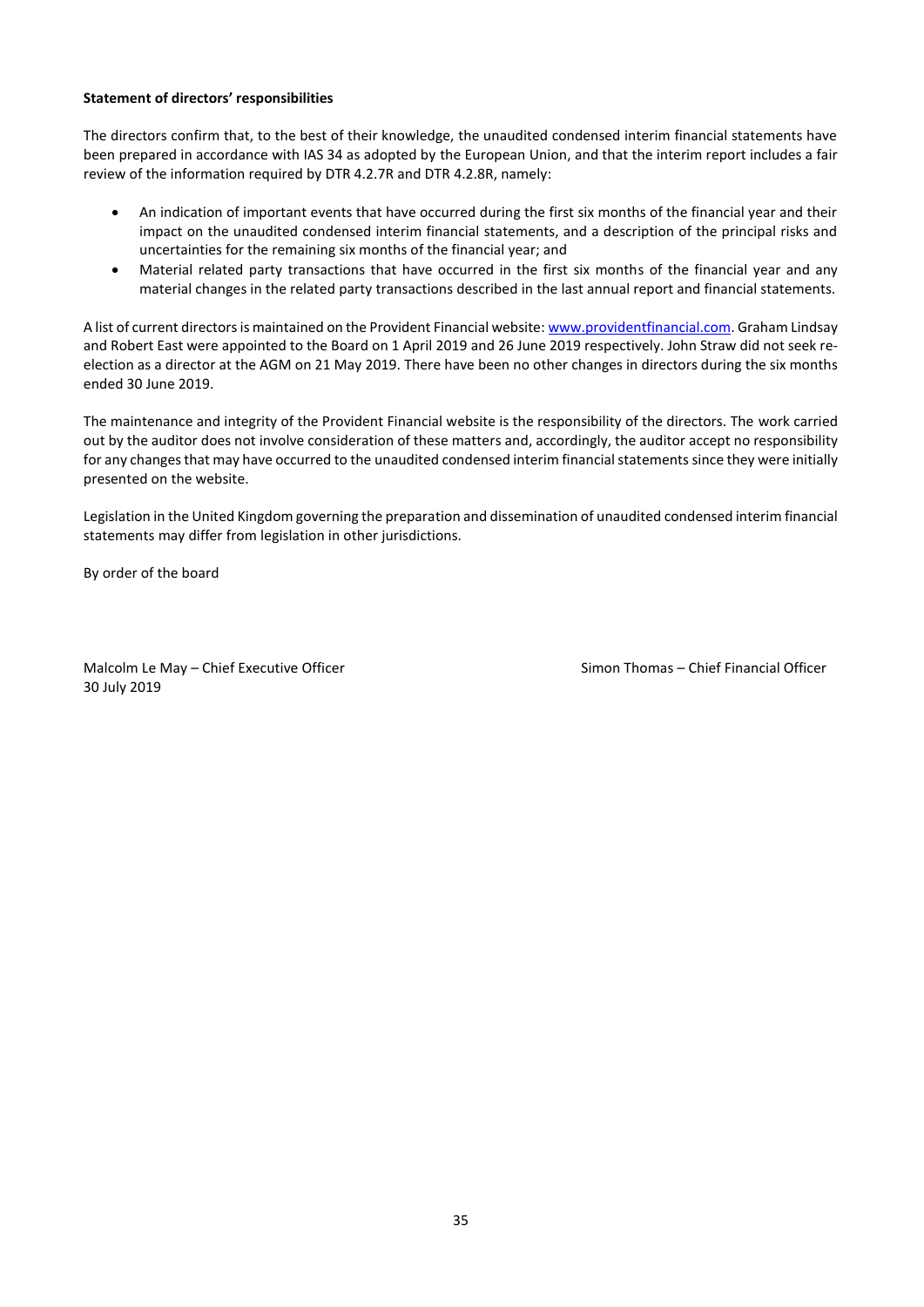**Statement of directors' responsibilities**

The directors confirm that, to the best of their knowledge, the unaudited condensed interim financial statements have been prepared in accordance with IAS 34 as adopted by the European Union, and that the interim report includes a fair review of the information required by DTR 4.2.7R and DTR 4.2.8R, namely:

- An indication of important events that have occurred during the first six months of the financial year and their impact on the unaudited condensed interim financial statements, and a description of the principal risks and uncertainties for the remaining six months of the financial year; and
- Material related party transactions that have occurred in the first six months of the financial year and any material changes in the related party transactions described in the last annual report and financial statements.

A list of current directors is maintained on the Provident Financial website: www.providentfinancial.com. Graham Lindsay and Robert East were appointed to the Board on 1 April 2019 and 26 June 2019 respectively. John Straw did not seek re-election as a director at the AGM on 21 May 2019. There have been no other changes in directors during the six months ended 30 June 2019.

The maintenance and integrity of the Provident Financial website is the responsibility of the directors. The work carried out by the auditor does not involve consideration of these matters and, accordingly, the auditor accept no responsibility for any changes that may have occurred to the unaudited condensed interim financial statements since they were initially presented on the website.

Legislation in the United Kingdom governing the preparation and dissemination of unaudited condensed interim financial statements may differ from legislation in other jurisdictions.

By order of the board

Malcolm Le May – Chief Executive Officer
30 July 2019

Simon Thomas – Chief Financial Officer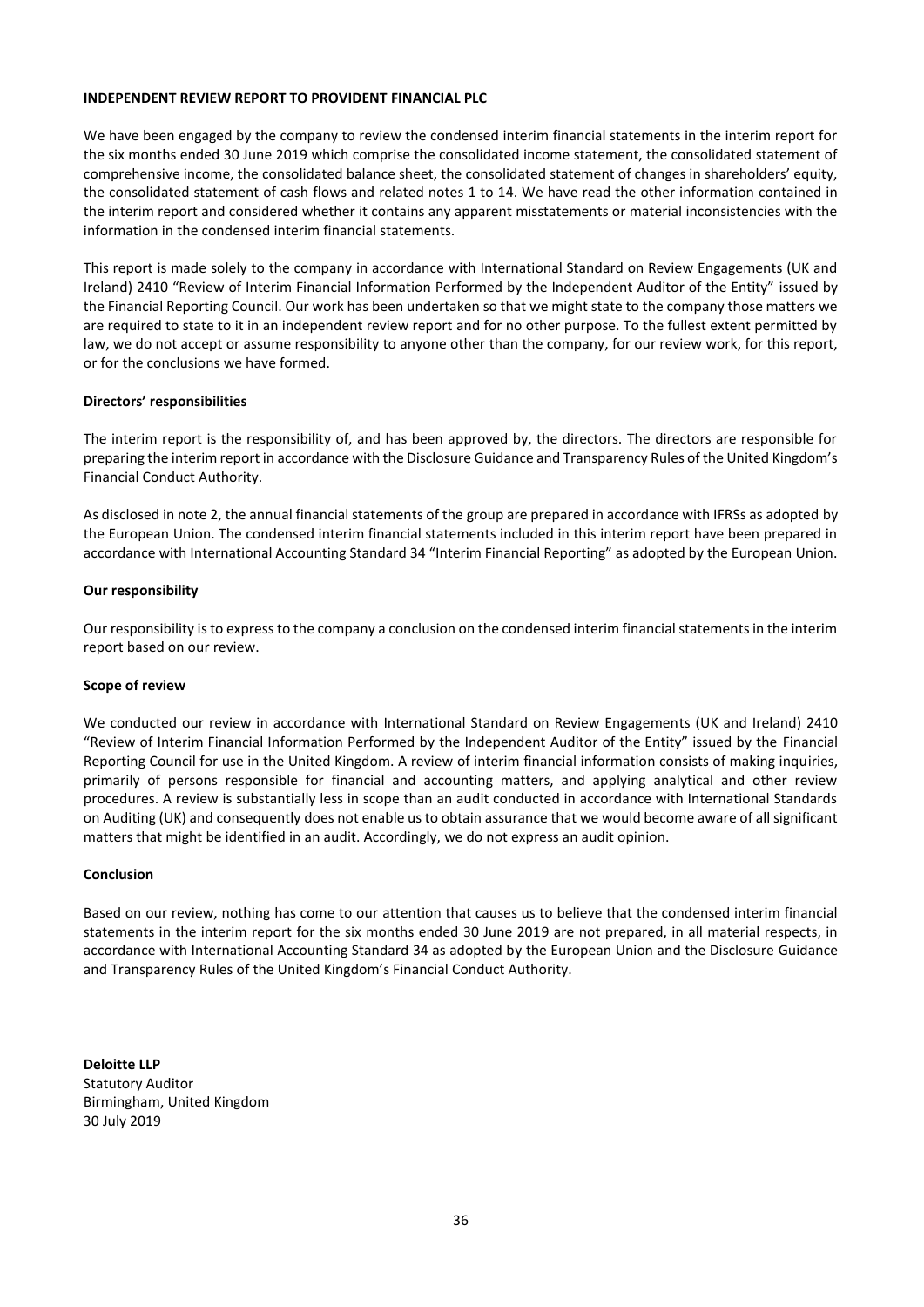# INDEPENDENT REVIEW REPORT TO PROVIDENT FINANCIAL PLC

We have been engaged by the company to review the condensed interim financial statements in the interim report for the six months ended 30 June 2019 which comprise the consolidated income statement, the consolidated statement of comprehensive income, the consolidated balance sheet, the consolidated statement of changes in shareholders' equity, the consolidated statement of cash flows and related notes 1 to 14. We have read the other information contained in the interim report and considered whether it contains any apparent misstatements or material inconsistencies with the information in the condensed interim financial statements.

This report is made solely to the company in accordance with International Standard on Review Engagements (UK and Ireland) 2410 "Review of Interim Financial Information Performed by the Independent Auditor of the Entity" issued by the Financial Reporting Council. Our work has been undertaken so that we might state to the company those matters we are required to state to it in an independent review report and for no other purpose. To the fullest extent permitted by law, we do not accept or assume responsibility to anyone other than the company, for our review work, for this report, or for the conclusions we have formed.

## Directors' responsibilities

The interim report is the responsibility of, and has been approved by, the directors. The directors are responsible for preparing the interim report in accordance with the Disclosure Guidance and Transparency Rules of the United Kingdom's Financial Conduct Authority.

As disclosed in note 2, the annual financial statements of the group are prepared in accordance with IFRSs as adopted by the European Union. The condensed interim financial statements included in this interim report have been prepared in accordance with International Accounting Standard 34 "Interim Financial Reporting" as adopted by the European Union.

## Our responsibility

Our responsibility is to express to the company a conclusion on the condensed interim financial statements in the interim report based on our review.

## Scope of review

We conducted our review in accordance with International Standard on Review Engagements (UK and Ireland) 2410 "Review of Interim Financial Information Performed by the Independent Auditor of the Entity" issued by the Financial Reporting Council for use in the United Kingdom. A review of interim financial information consists of making inquiries, primarily of persons responsible for financial and accounting matters, and applying analytical and other review procedures. A review is substantially less in scope than an audit conducted in accordance with International Standards on Auditing (UK) and consequently does not enable us to obtain assurance that we would become aware of all significant matters that might be identified in an audit. Accordingly, we do not express an audit opinion.

## Conclusion

Based on our review, nothing has come to our attention that causes us to believe that the condensed interim financial statements in the interim report for the six months ended 30 June 2019 are not prepared, in all material respects, in accordance with International Accounting Standard 34 as adopted by the European Union and the Disclosure Guidance and Transparency Rules of the United Kingdom's Financial Conduct Authority.

**Deloitte LLP**
Statutory Auditor
Birmingham, United Kingdom
30 July 2019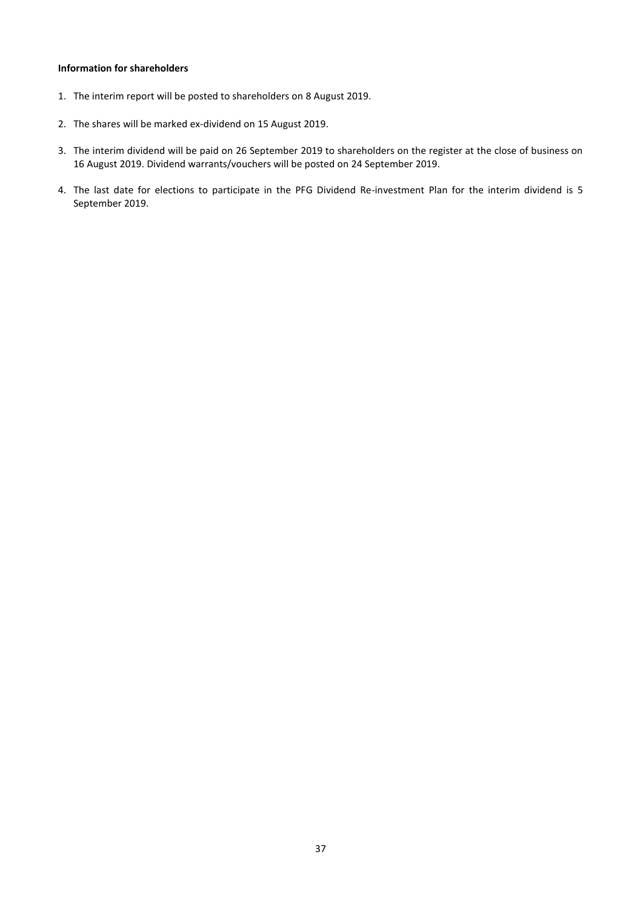**Information for shareholders**

1. The interim report will be posted to shareholders on 8 August 2019.

2. The shares will be marked ex-dividend on 15 August 2019.

3. The interim dividend will be paid on 26 September 2019 to shareholders on the register at the close of business on 16 August 2019. Dividend warrants/vouchers will be posted on 24 September 2019.

4. The last date for elections to participate in the PFG Dividend Re-investment Plan for the interim dividend is 5 September 2019.